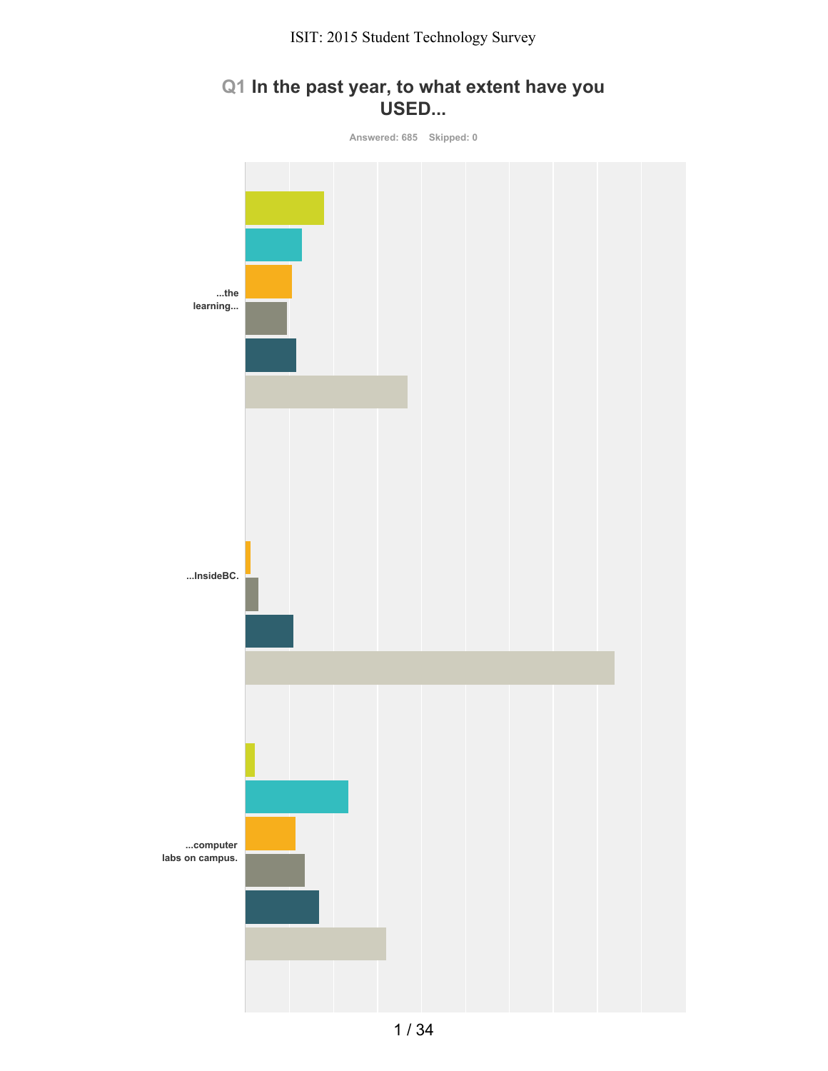## Q1 In the past year, to what extent have you USED...

Answered: 685 Skipped: 0

...the learning...

...InsideBC.

...computer labs on campus.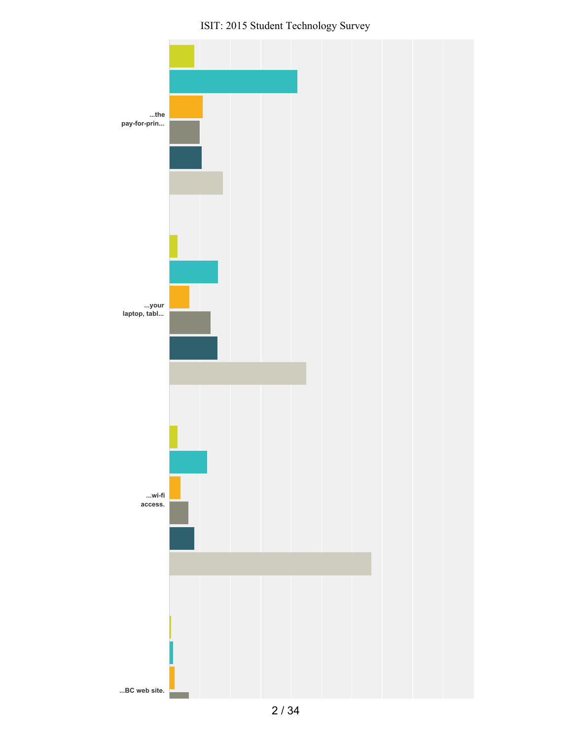...the pay-for-prin...

...your laptop, tabl...

...wi-fi access.

...BC web site.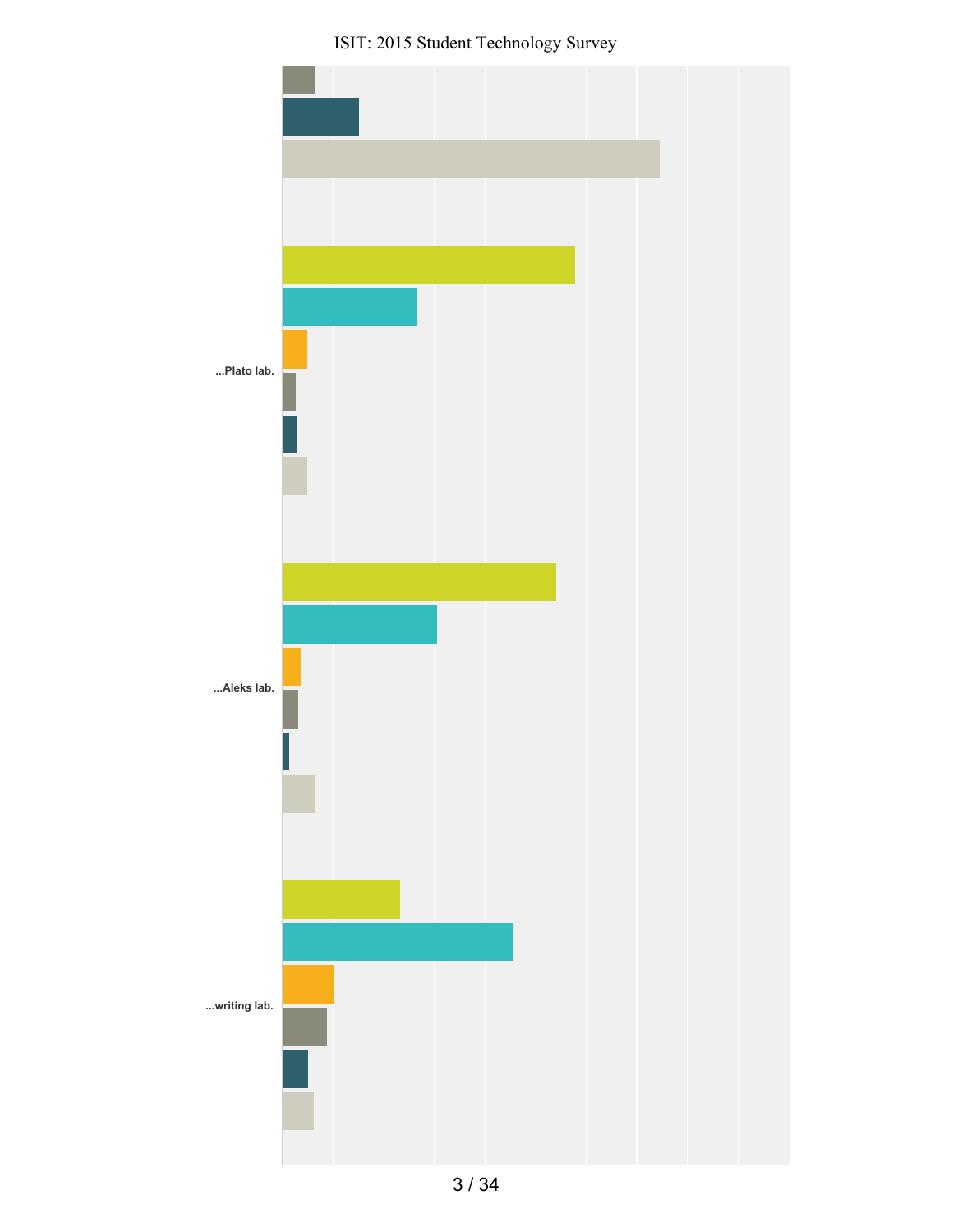...Plato lab.

...Aleks lab.

...writing lab.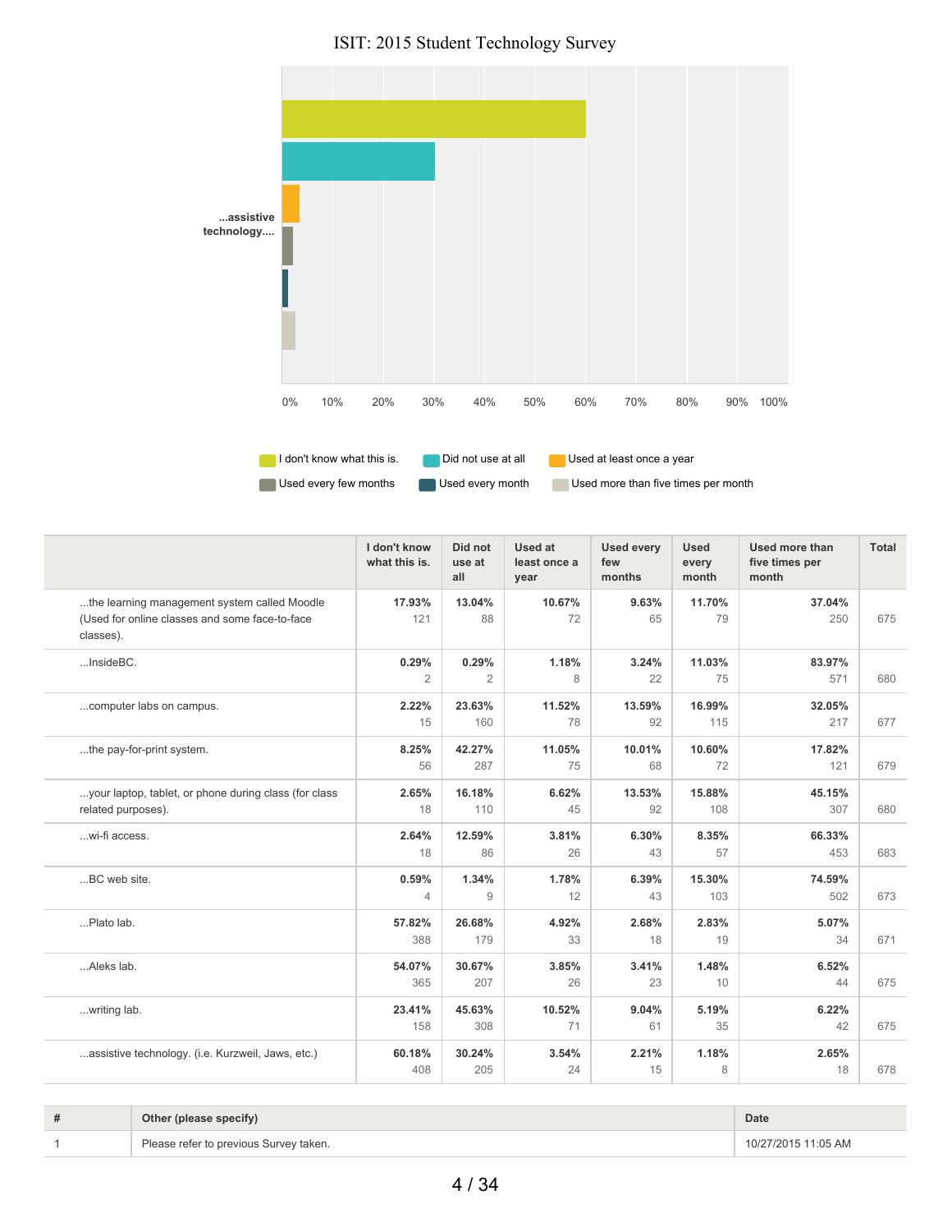ISIT: 2015 Student Technology Survey

...assistive technology....

0% 10% 20% 30% 40% 50% 60% 70% 80% 90% 100%

I don't know what this is. Did not use at all Used at least once a year Used every few months Used every month Used more than five times per month

| | I don't know what this is. | Did not use at all | Used at least once a year | Used every few months | Used every month | Used more than five times per month | Total |
|---|---|---|---|---|---|---|---|
| ...the learning management system called Moodle (Used for online classes and some face-to-face classes). | **17.93%** 121 | **13.04%** 88 | **10.67%** 72 | **9.63%** 65 | **11.70%** 79 | **37.04%** 250 | 675 |
| ...InsideBC. | **0.29%** 2 | **0.29%** 2 | **1.18%** 8 | **3.24%** 22 | **11.03%** 75 | **83.97%** 571 | 680 |
| ...computer labs on campus. | **2.22%** 15 | **23.63%** 160 | **11.52%** 78 | **13.59%** 92 | **16.99%** 115 | **32.05%** 217 | 677 |
| ...the pay-for-print system. | **8.25%** 56 | **42.27%** 287 | **11.05%** 75 | **10.01%** 68 | **10.60%** 72 | **17.82%** 121 | 679 |
| ...your laptop, tablet, or phone during class (for class related purposes). | **2.65%** 18 | **16.18%** 110 | **6.62%** 45 | **13.53%** 92 | **15.88%** 108 | **45.15%** 307 | 680 |
| ...wi-fi access. | **2.64%** 18 | **12.59%** 86 | **3.81%** 26 | **6.30%** 43 | **8.35%** 57 | **66.33%** 453 | 683 |
| ...BC web site. | **0.59%** 4 | **1.34%** 9 | **1.78%** 12 | **6.39%** 43 | **15.30%** 103 | **74.59%** 502 | 673 |
| ...Plato lab. | **57.82%** 388 | **26.68%** 179 | **4.92%** 33 | **2.68%** 18 | **2.83%** 19 | **5.07%** 34 | 671 |
| ...Aleks lab. | **54.07%** 365 | **30.67%** 207 | **3.85%** 26 | **3.41%** 23 | **1.48%** 10 | **6.52%** 44 | 675 |
| ...writing lab. | **23.41%** 158 | **45.63%** 308 | **10.52%** 71 | **9.04%** 61 | **5.19%** 35 | **6.22%** 42 | 675 |
| ...assistive technology. (i.e. Kurzweil, Jaws, etc.) | **60.18%** 408 | **30.24%** 205 | **3.54%** 24 | **2.21%** 15 | **1.18%** 8 | **2.65%** 18 | 678 |

| # | Other (please specify) | Date |
|---|---|---|
| 1 | Please refer to previous Survey taken. | 10/27/2015 11:05 AM |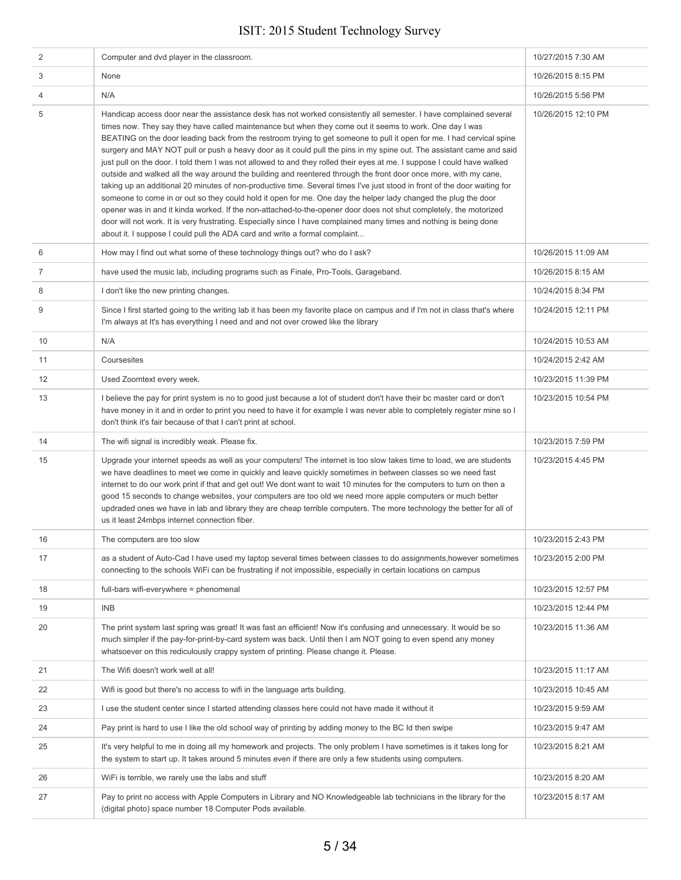| | | |
|---|---|---|
| 2 | Computer and dvd player in the classroom. | 10/27/2015 7:30 AM |
| 3 | None | 10/26/2015 8:15 PM |
| 4 | N/A | 10/26/2015 5:56 PM |
| 5 | Handicap access door near the assistance desk has not worked consistently all semester. I have complained several times now. They say they have called maintenance but when they come out it seems to work. One day I was BEATING on the door leading back from the restroom trying to get someone to pull it open for me. I had cervical spine surgery and MAY NOT pull or push a heavy door as it could pull the pins in my spine out. The assistant came and said just pull on the door. I told them I was not allowed to and they rolled their eyes at me. I suppose I could have walked outside and walked all the way around the building and reentered through the front door once more, with my cane, taking up an additional 20 minutes of non-productive time. Several times I've just stood in front of the door waiting for someone to come in or out so they could hold it open for me. One day the helper lady changed the plug the door opener was in and it kinda worked. If the non-attached-to-the-opener door does not shut completely, the motorized door will not work. It is very frustrating. Especially since I have complained many times and nothing is being done about it. I suppose I could pull the ADA card and write a formal complaint... | 10/26/2015 12:10 PM |
| 6 | How may I find out what some of these technology things out? who do I ask? | 10/26/2015 11:09 AM |
| 7 | have used the music lab, including programs such as Finale, Pro-Tools, Garageband. | 10/26/2015 8:15 AM |
| 8 | I don't like the new printing changes. | 10/24/2015 8:34 PM |
| 9 | Since I first started going to the writing lab it has been my favorite place on campus and if I'm not in class that's where I'm always at It's has everything I need and and not over crowed like the library | 10/24/2015 12:11 PM |
| 10 | N/A | 10/24/2015 10:53 AM |
| 11 | Coursesites | 10/24/2015 2:42 AM |
| 12 | Used Zoomtext every week. | 10/23/2015 11:39 PM |
| 13 | I believe the pay for print system is no to good just because a lot of student don't have their bc master card or don't have money in it and in order to print you need to have it for example I was never able to completely register mine so I don't think it's fair because of that I can't print at school. | 10/23/2015 10:54 PM |
| 14 | The wifi signal is incredibly weak. Please fix. | 10/23/2015 7:59 PM |
| 15 | Upgrade your internet speeds as well as your computers! The internet is too slow takes time to load, we are students we have deadlines to meet we come in quickly and leave quickly sometimes in between classes so we need fast internet to do our work print if that and get out! We dont want to wait 10 minutes for the computers to turn on then a good 15 seconds to change websites, your computers are too old we need more apple computers or much better updraded ones we have in lab and library they are cheap terrible computers. The more technology the better for all of us it least 24mbps internet connection fiber. | 10/23/2015 4:45 PM |
| 16 | The computers are too slow | 10/23/2015 2:43 PM |
| 17 | as a student of Auto-Cad I have used my laptop several times between classes to do assignments,however sometimes connecting to the schools WiFi can be frustrating if not impossible, especially in certain locations on campus | 10/23/2015 2:00 PM |
| 18 | full-bars wifi-everywhere = phenomenal | 10/23/2015 12:57 PM |
| 19 | INB | 10/23/2015 12:44 PM |
| 20 | The print system last spring was great! It was fast an efficient! Now it's confusing and unnecessary. It would be so much simpler if the pay-for-print-by-card system was back. Until then I am NOT going to even spend any money whatsoever on this rediculously crappy system of printing. Please change it. Please. | 10/23/2015 11:36 AM |
| 21 | The Wifi doesn't work well at all! | 10/23/2015 11:17 AM |
| 22 | Wifi is good but there's no access to wifi in the language arts building. | 10/23/2015 10:45 AM |
| 23 | I use the student center since I started attending classes here could not have made it without it | 10/23/2015 9:59 AM |
| 24 | Pay print is hard to use I like the old school way of printing by adding money to the BC Id then swipe | 10/23/2015 9:47 AM |
| 25 | It's very helpful to me in doing all my homework and projects. The only problem I have sometimes is it takes long for the system to start up. It takes around 5 minutes even if there are only a few students using computers. | 10/23/2015 8:21 AM |
| 26 | WiFi is terrible, we rarely use the labs and stuff | 10/23/2015 8:20 AM |
| 27 | Pay to print no access with Apple Computers in Library and NO Knowledgeable lab technicians in the library for the (digital photo) space number 18 Computer Pods available. | 10/23/2015 8:17 AM |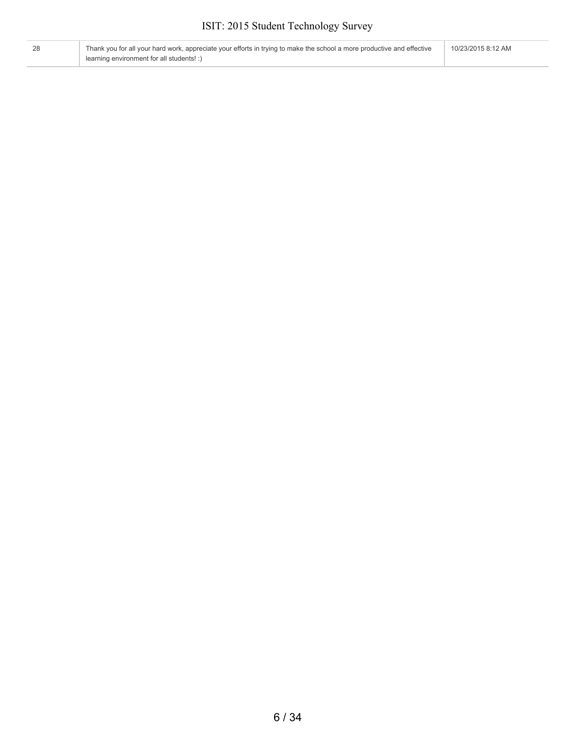| 28 | Thank you for all your hard work, appreciate your efforts in trying to make the school a more productive and effective learning environment for all students! :) | 10/23/2015 8:12 AM |
|---|---|---|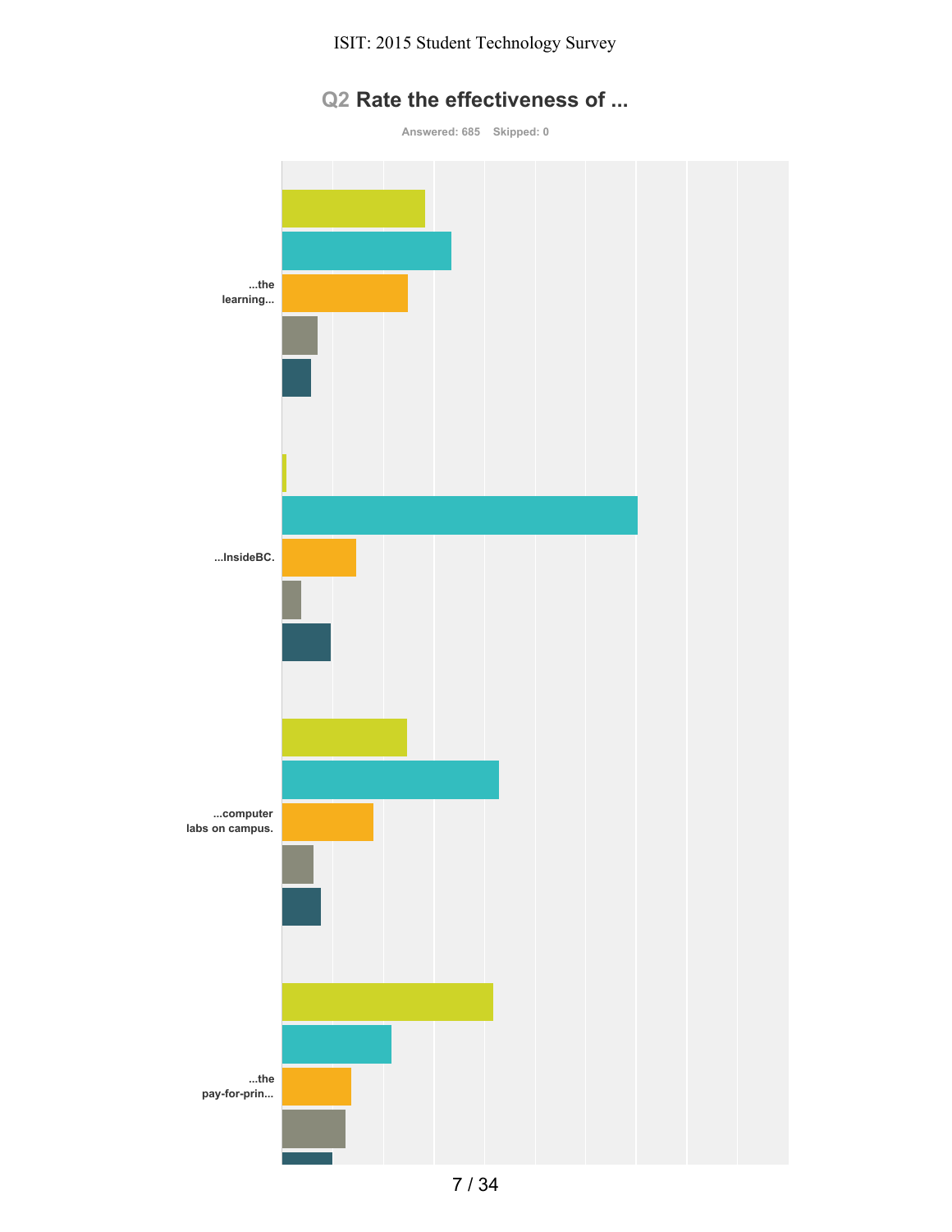## Q2 Rate the effectiveness of ...

Answered: 685 Skipped: 0

...the learning...

...InsideBC.

...computer labs on campus.

...the pay-for-prin...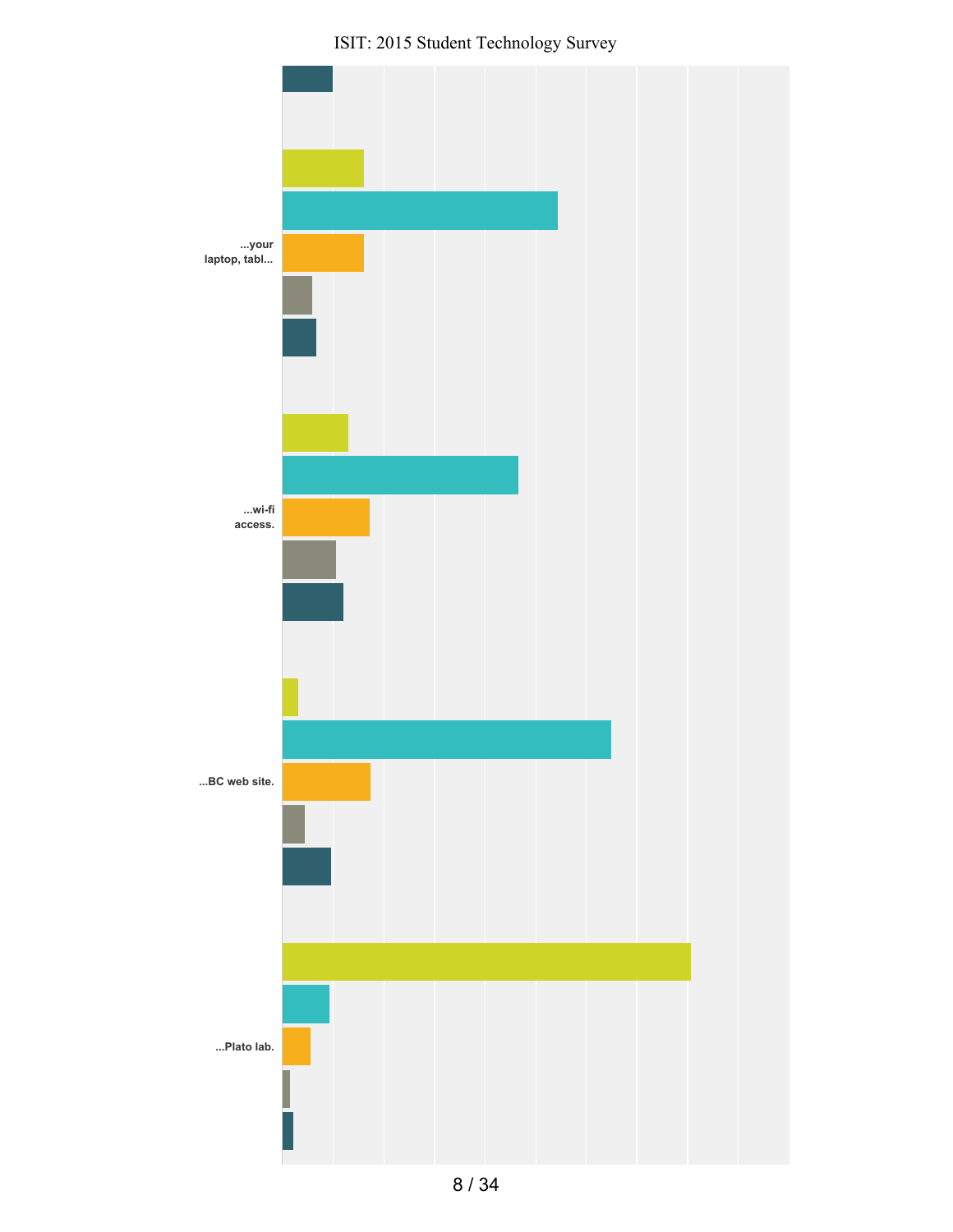...your laptop, tabl...

...wi-fi access.

...BC web site.

...Plato lab.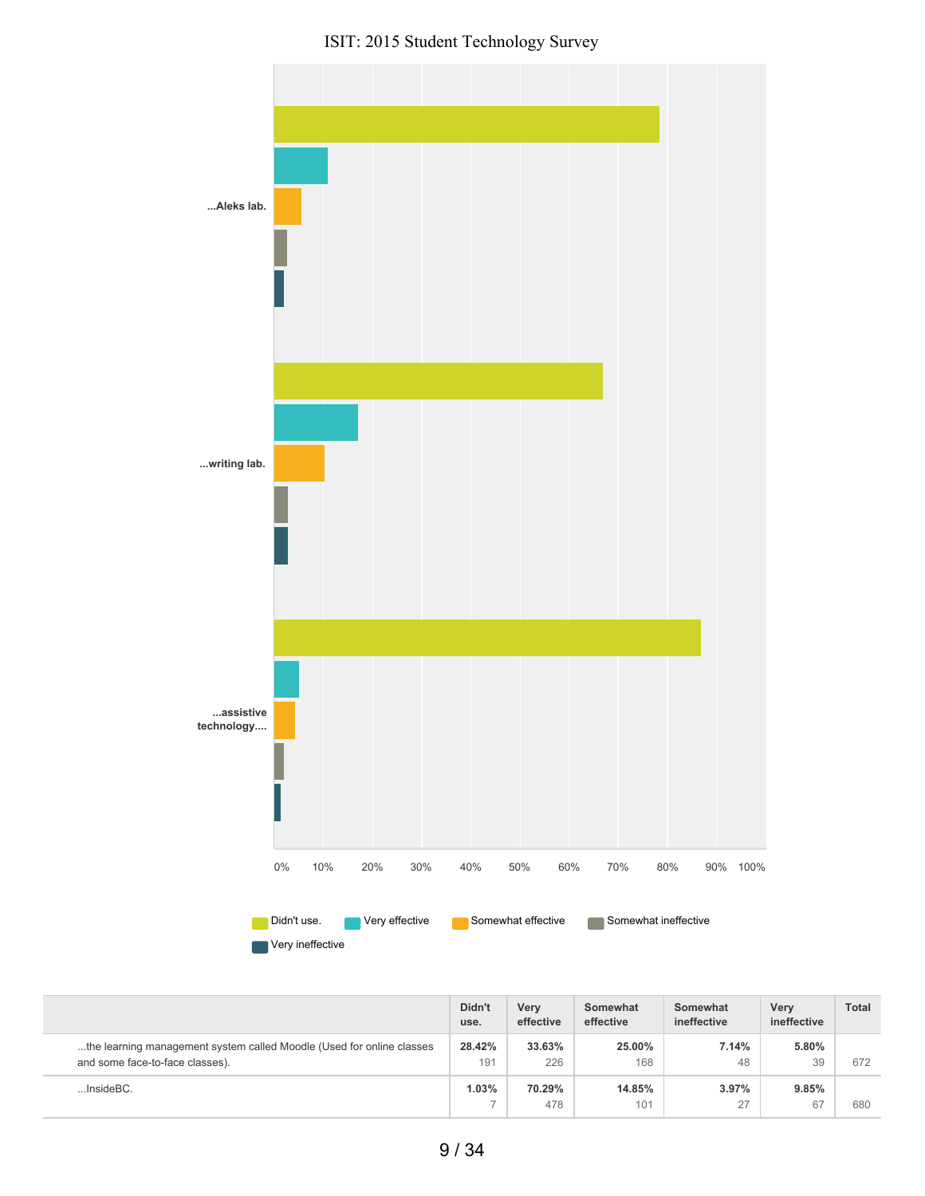ISIT: 2015 Student Technology Survey

...Aleks lab.

...writing lab.

...assistive technology....

0% 10% 20% 30% 40% 50% 60% 70% 80% 90% 100%

Didn't use. Very effective Somewhat effective Somewhat ineffective Very ineffective

| | Didn't use. | Very effective | Somewhat effective | Somewhat ineffective | Very ineffective | Total |
|---|---|---|---|---|---|---|
| ...the learning management system called Moodle (Used for online classes and some face-to-face classes). | **28.42%** 191 | **33.63%** 226 | **25.00%** 168 | **7.14%** 48 | **5.80%** 39 | 672 |
| ...InsideBC. | **1.03%** 7 | **70.29%** 478 | **14.85%** 101 | **3.97%** 27 | **9.85%** 67 | 680 |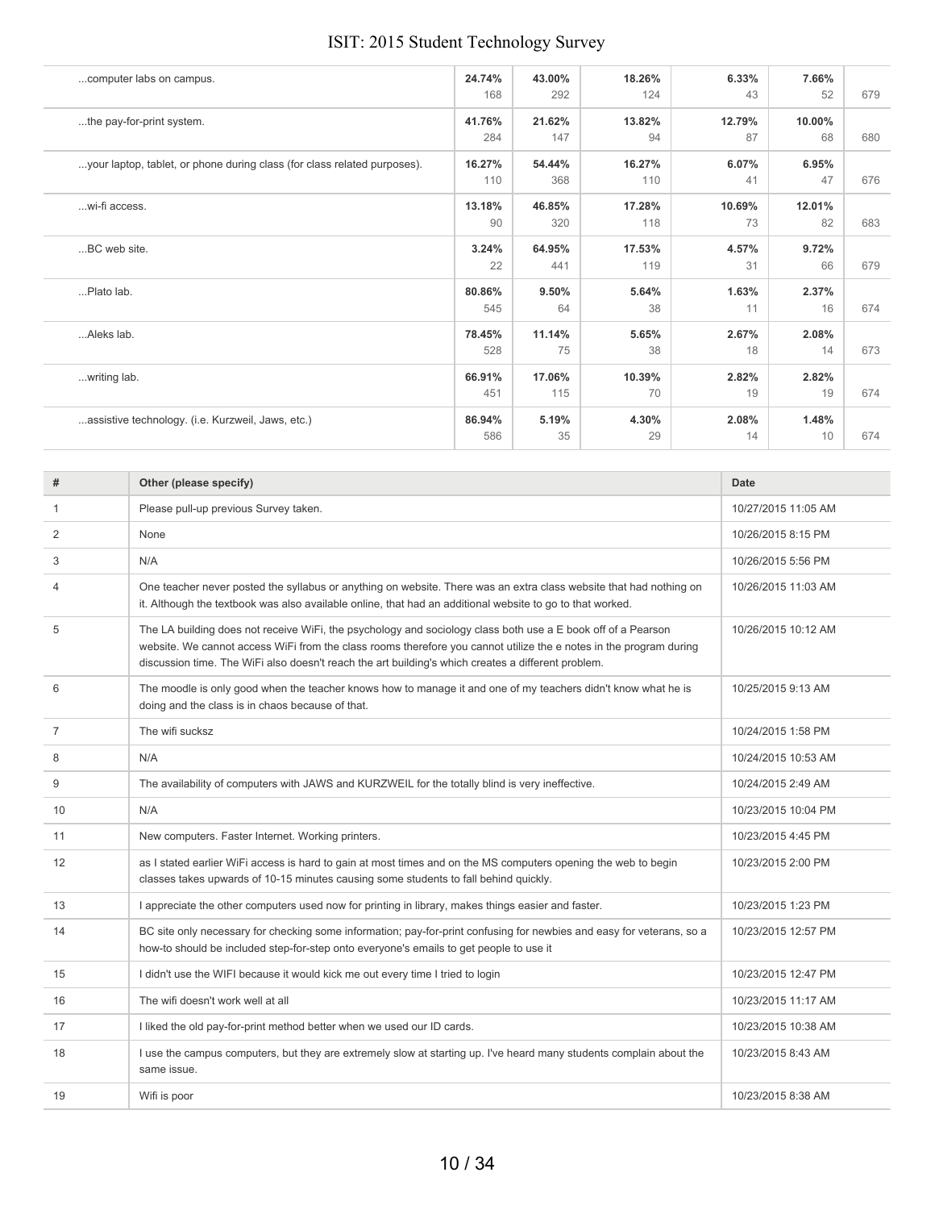| | | | | | | |
|---|---|---|---|---|---|---|
| ...computer labs on campus. | **24.74%** 168 | **43.00%** 292 | **18.26%** 124 | **6.33%** 43 | **7.66%** 52 | 679 |
| ...the pay-for-print system. | **41.76%** 284 | **21.62%** 147 | **13.82%** 94 | **12.79%** 87 | **10.00%** 68 | 680 |
| ...your laptop, tablet, or phone during class (for class related purposes). | **16.27%** 110 | **54.44%** 368 | **16.27%** 110 | **6.07%** 41 | **6.95%** 47 | 676 |
| ...wi-fi access. | **13.18%** 90 | **46.85%** 320 | **17.28%** 118 | **10.69%** 73 | **12.01%** 82 | 683 |
| ...BC web site. | **3.24%** 22 | **64.95%** 441 | **17.53%** 119 | **4.57%** 31 | **9.72%** 66 | 679 |
| ...Plato lab. | **80.86%** 545 | **9.50%** 64 | **5.64%** 38 | **1.63%** 11 | **2.37%** 16 | 674 |
| ...Aleks lab. | **78.45%** 528 | **11.14%** 75 | **5.65%** 38 | **2.67%** 18 | **2.08%** 14 | 673 |
| ...writing lab. | **66.91%** 451 | **17.06%** 115 | **10.39%** 70 | **2.82%** 19 | **2.82%** 19 | 674 |
| ...assistive technology. (i.e. Kurzweil, Jaws, etc.) | **86.94%** 586 | **5.19%** 35 | **4.30%** 29 | **2.08%** 14 | **1.48%** 10 | 674 |

| # | Other (please specify) | Date |
|---|---|---|
| 1 | Please pull-up previous Survey taken. | 10/27/2015 11:05 AM |
| 2 | None | 10/26/2015 8:15 PM |
| 3 | N/A | 10/26/2015 5:56 PM |
| 4 | One teacher never posted the syllabus or anything on website. There was an extra class website that had nothing on it. Although the textbook was also available online, that had an additional website to go to that worked. | 10/26/2015 11:03 AM |
| 5 | The LA building does not receive WiFi, the psychology and sociology class both use a E book off of a Pearson website. We cannot access WiFi from the class rooms therefore you cannot utilize the e notes in the program during discussion time. The WiFi also doesn't reach the art building's which creates a different problem. | 10/26/2015 10:12 AM |
| 6 | The moodle is only good when the teacher knows how to manage it and one of my teachers didn't know what he is doing and the class is in chaos because of that. | 10/25/2015 9:13 AM |
| 7 | The wifi sucksz | 10/24/2015 1:58 PM |
| 8 | N/A | 10/24/2015 10:53 AM |
| 9 | The availability of computers with JAWS and KURZWEIL for the totally blind is very ineffective. | 10/24/2015 2:49 AM |
| 10 | N/A | 10/23/2015 10:04 PM |
| 11 | New computers. Faster Internet. Working printers. | 10/23/2015 4:45 PM |
| 12 | as I stated earlier WiFi access is hard to gain at most times and on the MS computers opening the web to begin classes takes upwards of 10-15 minutes causing some students to fall behind quickly. | 10/23/2015 2:00 PM |
| 13 | I appreciate the other computers used now for printing in library, makes things easier and faster. | 10/23/2015 1:23 PM |
| 14 | BC site only necessary for checking some information; pay-for-print confusing for newbies and easy for veterans, so a how-to should be included step-for-step onto everyone's emails to get people to use it | 10/23/2015 12:57 PM |
| 15 | I didn't use the WIFI because it would kick me out every time I tried to login | 10/23/2015 12:47 PM |
| 16 | The wifi doesn't work well at all | 10/23/2015 11:17 AM |
| 17 | I liked the old pay-for-print method better when we used our ID cards. | 10/23/2015 10:38 AM |
| 18 | I use the campus computers, but they are extremely slow at starting up. I've heard many students complain about the same issue. | 10/23/2015 8:43 AM |
| 19 | Wifi is poor | 10/23/2015 8:38 AM |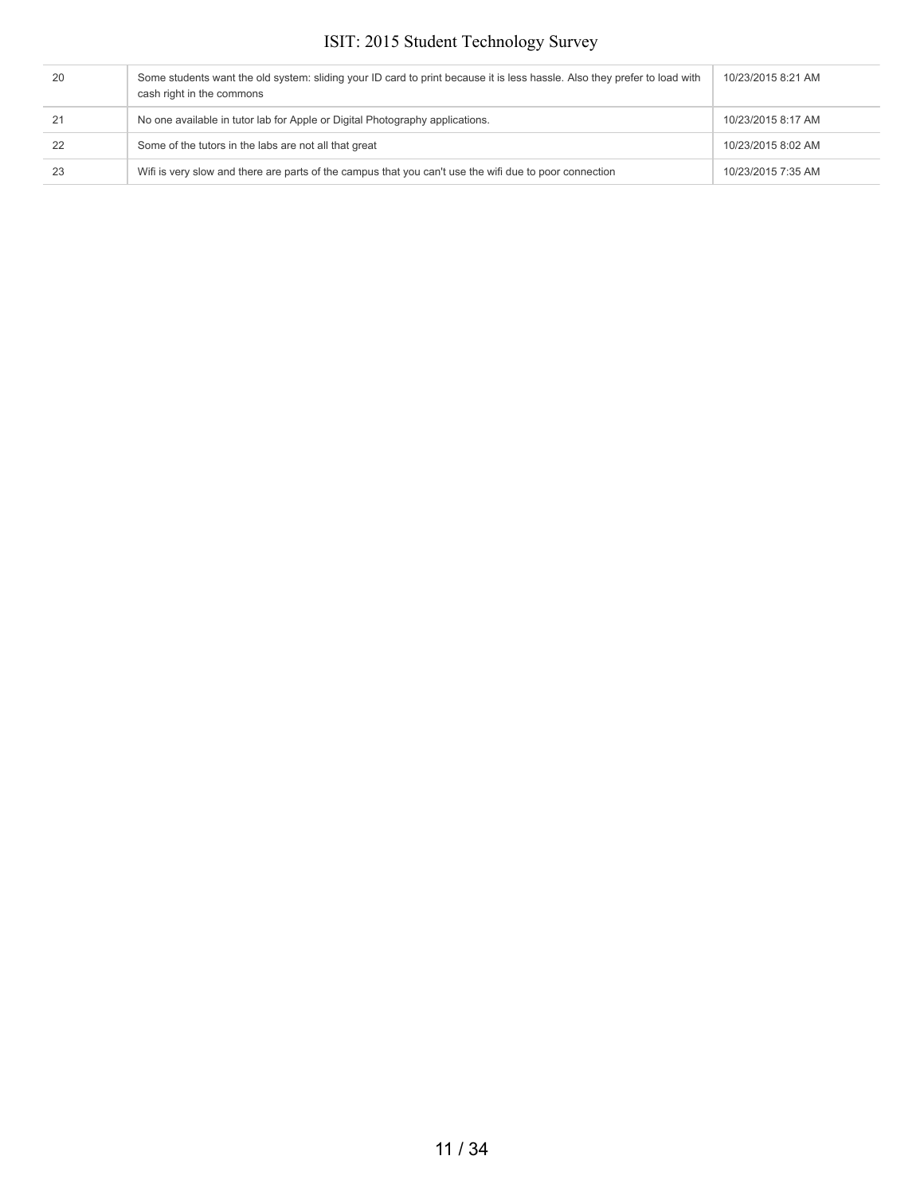| | | |
|---|---|---|
| 20 | Some students want the old system: sliding your ID card to print because it is less hassle. Also they prefer to load with cash right in the commons | 10/23/2015 8:21 AM |
| 21 | No one available in tutor lab for Apple or Digital Photography applications. | 10/23/2015 8:17 AM |
| 22 | Some of the tutors in the labs are not all that great | 10/23/2015 8:02 AM |
| 23 | Wifi is very slow and there are parts of the campus that you can't use the wifi due to poor connection | 10/23/2015 7:35 AM |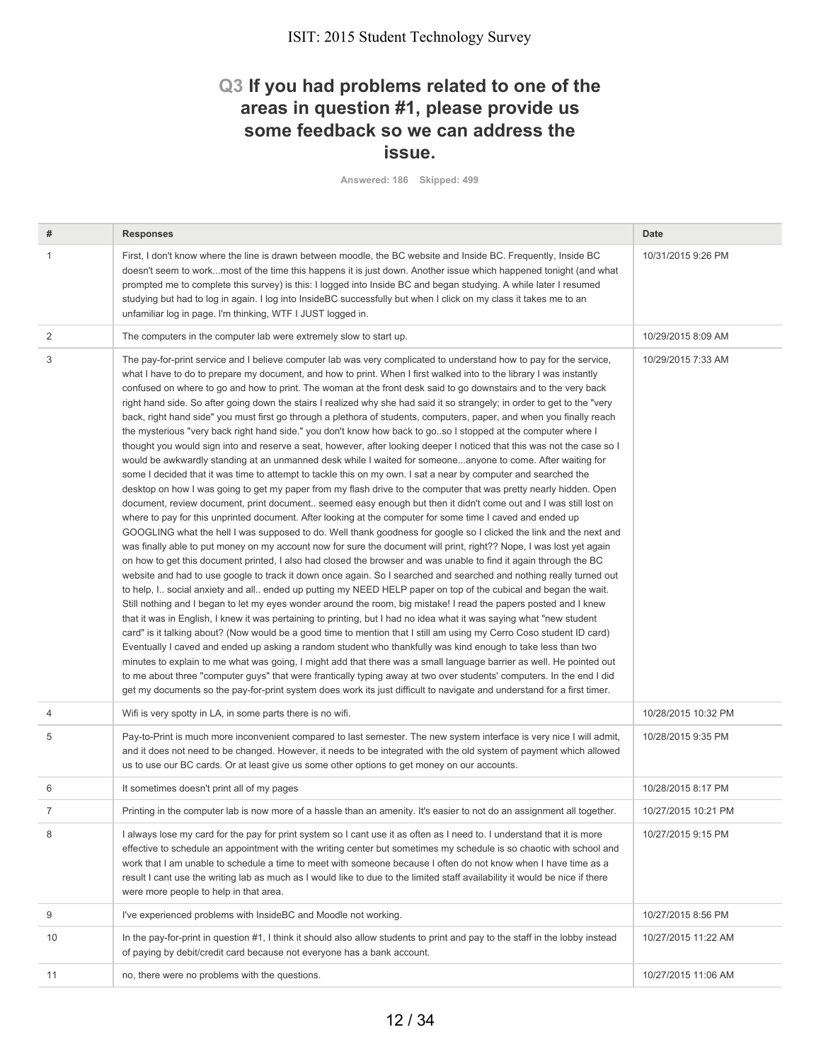## Q3 If you had problems related to one of the areas in question #1, please provide us some feedback so we can address the issue.

Answered: 186 Skipped: 499

| # | Responses | Date |
|---|---|---|
| 1 | First, I don't know where the line is drawn between moodle, the BC website and Inside BC. Frequently, Inside BC doesn't seem to work...most of the time this happens it is just down. Another issue which happened tonight (and what prompted me to complete this survey) is this: I logged into Inside BC and began studying. A while later I resumed studying but had to log in again. I log into InsideBC successfully but when I click on my class it takes me to an unfamiliar log in page. I'm thinking, WTF I JUST logged in. | 10/31/2015 9:26 PM |
| 2 | The computers in the computer lab were extremely slow to start up. | 10/29/2015 8:09 AM |
| 3 | The pay-for-print service and I believe computer lab was very complicated to understand how to pay for the service, what I have to do to prepare my document, and how to print. When I first walked into to the library I was instantly confused on where to go and how to print. The woman at the front desk said to go downstairs and to the very back right hand side. So after going down the stairs I realized why she had said it so strangely; in order to get to the "very back, right hand side" you must first go through a plethora of students, computers, paper, and when you finally reach the mysterious "very back right hand side." you don't know how back to go..so I stopped at the computer where I thought you would sign into and reserve a seat, however, after looking deeper I noticed that this was not the case so I would be awkwardly standing at an unmanned desk while I waited for someone...anyone to come. After waiting for some I decided that it was time to attempt to tackle this on my own. I sat a near by computer and searched the desktop on how I was going to get my paper from my flash drive to the computer that was pretty nearly hidden. Open document, review document, print document.. seemed easy enough but then it didn't come out and I was still lost on where to pay for this unprinted document. After looking at the computer for some time I caved and ended up GOOGLING what the hell I was supposed to do. Well thank goodness for google so I clicked the link and the next and was finally able to put money on my account now for sure the document will print, right?? Nope, I was lost yet again on how to get this document printed, I also had closed the browser and was unable to find it again through the BC website and had to use google to track it down once again. So I searched and searched and nothing really turned out to help, I.. social anxiety and all.. ended up putting my NEED HELP paper on top of the cubical and began the wait. Still nothing and I began to let my eyes wonder around the room, big mistake! I read the papers posted and I knew that it was in English, I knew it was pertaining to printing, but I had no idea what it was saying what "new student card" is it talking about? (Now would be a good time to mention that I still am using my Cerro Coso student ID card) Eventually I caved and ended up asking a random student who thankfully was kind enough to take less than two minutes to explain to me what was going, I might add that there was a small language barrier as well. He pointed out to me about three "computer guys" that were frantically typing away at two over students' computers. In the end I did get my documents so the pay-for-print system does work its just difficult to navigate and understand for a first timer. | 10/29/2015 7:33 AM |
| 4 | Wifi is very spotty in LA, in some parts there is no wifi. | 10/28/2015 10:32 PM |
| 5 | Pay-to-Print is much more inconvenient compared to last semester. The new system interface is very nice I will admit, and it does not need to be changed. However, it needs to be integrated with the old system of payment which allowed us to use our BC cards. Or at least give us some other options to get money on our accounts. | 10/28/2015 9:35 PM |
| 6 | It sometimes doesn't print all of my pages | 10/28/2015 8:17 PM |
| 7 | Printing in the computer lab is now more of a hassle than an amenity. It's easier to not do an assignment all together. | 10/27/2015 10:21 PM |
| 8 | I always lose my card for the pay for print system so I cant use it as often as I need to. I understand that it is more effective to schedule an appointment with the writing center but sometimes my schedule is so chaotic with school and work that I am unable to schedule a time to meet with someone because I often do not know when I have time as a result I cant use the writing lab as much as I would like to due to the limited staff availability it would be nice if there were more people to help in that area. | 10/27/2015 9:15 PM |
| 9 | I've experienced problems with InsideBC and Moodle not working. | 10/27/2015 8:56 PM |
| 10 | In the pay-for-print in question #1, I think it should also allow students to print and pay to the staff in the lobby instead of paying by debit/credit card because not everyone has a bank account. | 10/27/2015 11:22 AM |
| 11 | no, there were no problems with the questions. | 10/27/2015 11:06 AM |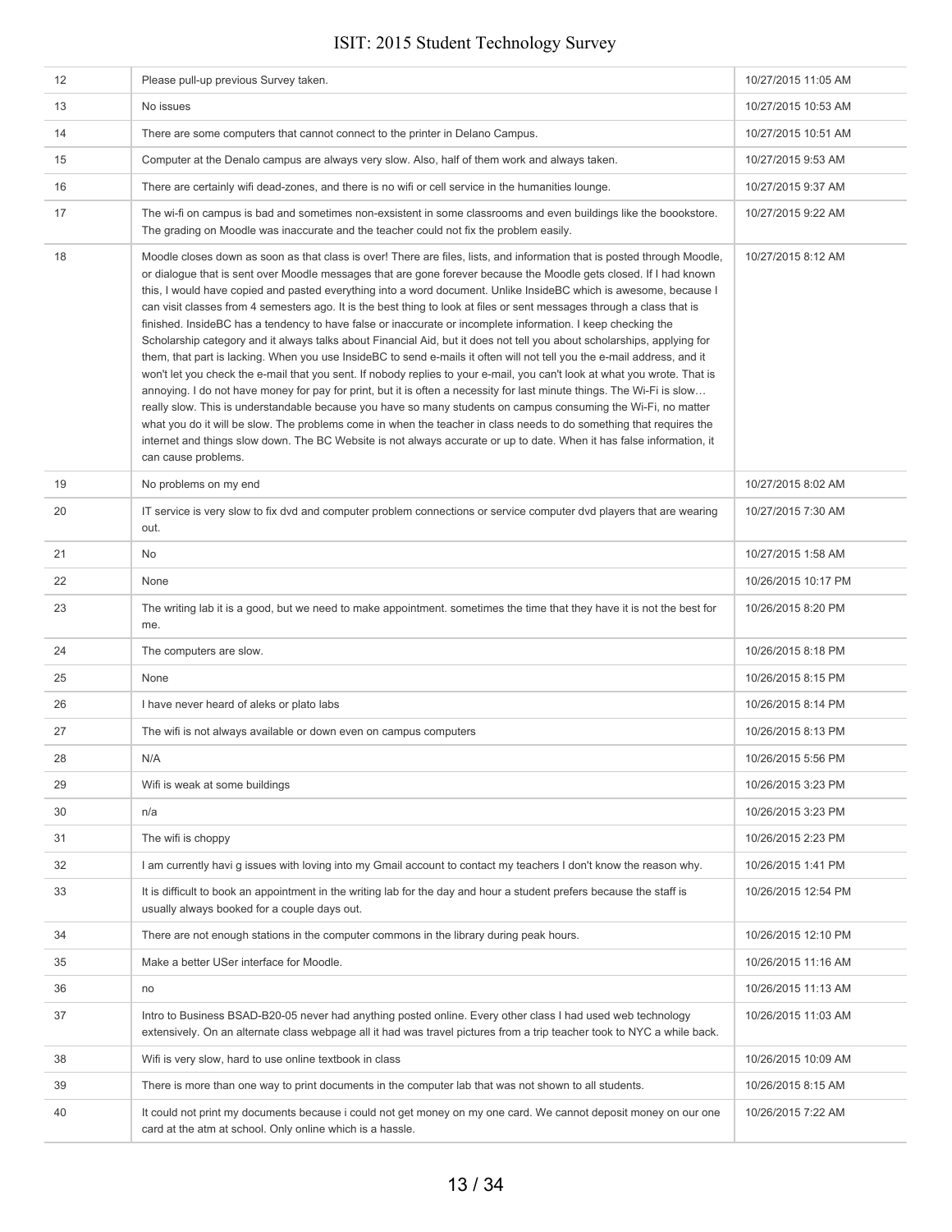| | | |
|---|---|---|
| 12 | Please pull-up previous Survey taken. | 10/27/2015 11:05 AM |
| 13 | No issues | 10/27/2015 10:53 AM |
| 14 | There are some computers that cannot connect to the printer in Delano Campus. | 10/27/2015 10:51 AM |
| 15 | Computer at the Denalo campus are always very slow. Also, half of them work and always taken. | 10/27/2015 9:53 AM |
| 16 | There are certainly wifi dead-zones, and there is no wifi or cell service in the humanities lounge. | 10/27/2015 9:37 AM |
| 17 | The wi-fi on campus is bad and sometimes non-exsistent in some classrooms and even buildings like the boookstore. The grading on Moodle was inaccurate and the teacher could not fix the problem easily. | 10/27/2015 9:22 AM |
| 18 | Moodle closes down as soon as that class is over! There are files, lists, and information that is posted through Moodle, or dialogue that is sent over Moodle messages that are gone forever because the Moodle gets closed. If I had known this, I would have copied and pasted everything into a word document. Unlike InsideBC which is awesome, because I can visit classes from 4 semesters ago. It is the best thing to look at files or sent messages through a class that is finished. InsideBC has a tendency to have false or inaccurate or incomplete information. I keep checking the Scholarship category and it always talks about Financial Aid, but it does not tell you about scholarships, applying for them, that part is lacking. When you use InsideBC to send e-mails it often will not tell you the e-mail address, and it won't let you check the e-mail that you sent. If nobody replies to your e-mail, you can't look at what you wrote. That is annoying. I do not have money for pay for print, but it is often a necessity for last minute things. The Wi-Fi is slow… really slow. This is understandable because you have so many students on campus consuming the Wi-Fi, no matter what you do it will be slow. The problems come in when the teacher in class needs to do something that requires the internet and things slow down. The BC Website is not always accurate or up to date. When it has false information, it can cause problems. | 10/27/2015 8:12 AM |
| 19 | No problems on my end | 10/27/2015 8:02 AM |
| 20 | IT service is very slow to fix dvd and computer problem connections or service computer dvd players that are wearing out. | 10/27/2015 7:30 AM |
| 21 | No | 10/27/2015 1:58 AM |
| 22 | None | 10/26/2015 10:17 PM |
| 23 | The writing lab it is a good, but we need to make appointment. sometimes the time that they have it is not the best for me. | 10/26/2015 8:20 PM |
| 24 | The computers are slow. | 10/26/2015 8:18 PM |
| 25 | None | 10/26/2015 8:15 PM |
| 26 | I have never heard of aleks or plato labs | 10/26/2015 8:14 PM |
| 27 | The wifi is not always available or down even on campus computers | 10/26/2015 8:13 PM |
| 28 | N/A | 10/26/2015 5:56 PM |
| 29 | Wifi is weak at some buildings | 10/26/2015 3:23 PM |
| 30 | n/a | 10/26/2015 3:23 PM |
| 31 | The wifi is choppy | 10/26/2015 2:23 PM |
| 32 | I am currently havi g issues with loving into my Gmail account to contact my teachers I don't know the reason why. | 10/26/2015 1:41 PM |
| 33 | It is difficult to book an appointment in the writing lab for the day and hour a student prefers because the staff is usually always booked for a couple days out. | 10/26/2015 12:54 PM |
| 34 | There are not enough stations in the computer commons in the library during peak hours. | 10/26/2015 12:10 PM |
| 35 | Make a better USer interface for Moodle. | 10/26/2015 11:16 AM |
| 36 | no | 10/26/2015 11:13 AM |
| 37 | Intro to Business BSAD-B20-05 never had anything posted online. Every other class I had used web technology extensively. On an alternate class webpage all it had was travel pictures from a trip teacher took to NYC a while back. | 10/26/2015 11:03 AM |
| 38 | Wifi is very slow, hard to use online textbook in class | 10/26/2015 10:09 AM |
| 39 | There is more than one way to print documents in the computer lab that was not shown to all students. | 10/26/2015 8:15 AM |
| 40 | It could not print my documents because i could not get money on my one card. We cannot deposit money on our one card at the atm at school. Only online which is a hassle. | 10/26/2015 7:22 AM |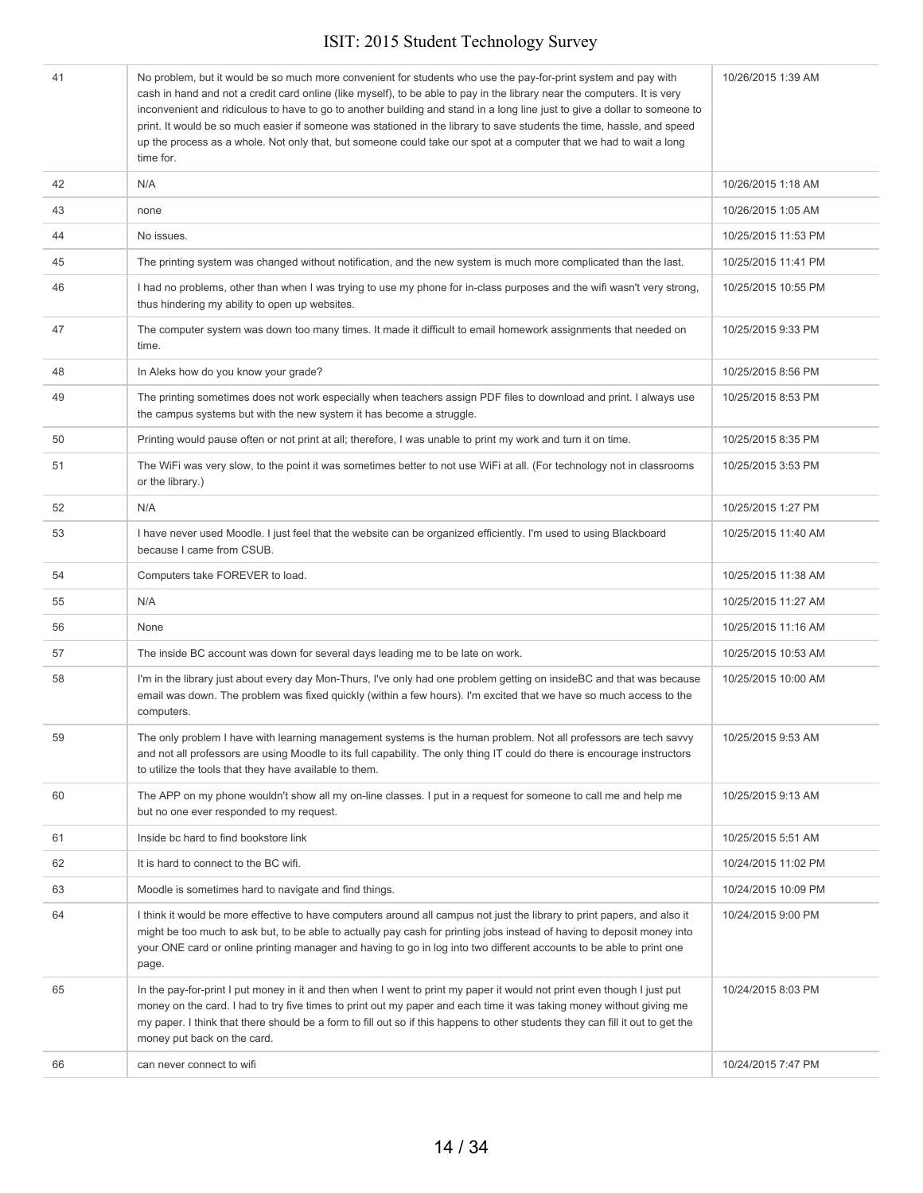| | | |
|---|---|---|
| 41 | No problem, but it would be so much more convenient for students who use the pay-for-print system and pay with cash in hand and not a credit card online (like myself), to be able to pay in the library near the computers. It is very inconvenient and ridiculous to have to go to another building and stand in a long line just to give a dollar to someone to print. It would be so much easier if someone was stationed in the library to save students the time, hassle, and speed up the process as a whole. Not only that, but someone could take our spot at a computer that we had to wait a long time for. | 10/26/2015 1:39 AM |
| 42 | N/A | 10/26/2015 1:18 AM |
| 43 | none | 10/26/2015 1:05 AM |
| 44 | No issues. | 10/25/2015 11:53 PM |
| 45 | The printing system was changed without notification, and the new system is much more complicated than the last. | 10/25/2015 11:41 PM |
| 46 | I had no problems, other than when I was trying to use my phone for in-class purposes and the wifi wasn't very strong, thus hindering my ability to open up websites. | 10/25/2015 10:55 PM |
| 47 | The computer system was down too many times. It made it difficult to email homework assignments that needed on time. | 10/25/2015 9:33 PM |
| 48 | In Aleks how do you know your grade? | 10/25/2015 8:56 PM |
| 49 | The printing sometimes does not work especially when teachers assign PDF files to download and print. I always use the campus systems but with the new system it has become a struggle. | 10/25/2015 8:53 PM |
| 50 | Printing would pause often or not print at all; therefore, I was unable to print my work and turn it on time. | 10/25/2015 8:35 PM |
| 51 | The WiFi was very slow, to the point it was sometimes better to not use WiFi at all. (For technology not in classrooms or the library.) | 10/25/2015 3:53 PM |
| 52 | N/A | 10/25/2015 1:27 PM |
| 53 | I have never used Moodle. I just feel that the website can be organized efficiently. I'm used to using Blackboard because I came from CSUB. | 10/25/2015 11:40 AM |
| 54 | Computers take FOREVER to load. | 10/25/2015 11:38 AM |
| 55 | N/A | 10/25/2015 11:27 AM |
| 56 | None | 10/25/2015 11:16 AM |
| 57 | The inside BC account was down for several days leading me to be late on work. | 10/25/2015 10:53 AM |
| 58 | I'm in the library just about every day Mon-Thurs, I've only had one problem getting on insideBC and that was because email was down. The problem was fixed quickly (within a few hours). I'm excited that we have so much access to the computers. | 10/25/2015 10:00 AM |
| 59 | The only problem I have with learning management systems is the human problem. Not all professors are tech savvy and not all professors are using Moodle to its full capability. The only thing IT could do there is encourage instructors to utilize the tools that they have available to them. | 10/25/2015 9:53 AM |
| 60 | The APP on my phone wouldn't show all my on-line classes. I put in a request for someone to call me and help me but no one ever responded to my request. | 10/25/2015 9:13 AM |
| 61 | Inside bc hard to find bookstore link | 10/25/2015 5:51 AM |
| 62 | It is hard to connect to the BC wifi. | 10/24/2015 11:02 PM |
| 63 | Moodle is sometimes hard to navigate and find things. | 10/24/2015 10:09 PM |
| 64 | I think it would be more effective to have computers around all campus not just the library to print papers, and also it might be too much to ask but, to be able to actually pay cash for printing jobs instead of having to deposit money into your ONE card or online printing manager and having to go in log into two different accounts to be able to print one page. | 10/24/2015 9:00 PM |
| 65 | In the pay-for-print I put money in it and then when I went to print my paper it would not print even though I just put money on the card. I had to try five times to print out my paper and each time it was taking money without giving me my paper. I think that there should be a form to fill out so if this happens to other students they can fill it out to get the money put back on the card. | 10/24/2015 8:03 PM |
| 66 | can never connect to wifi | 10/24/2015 7:47 PM |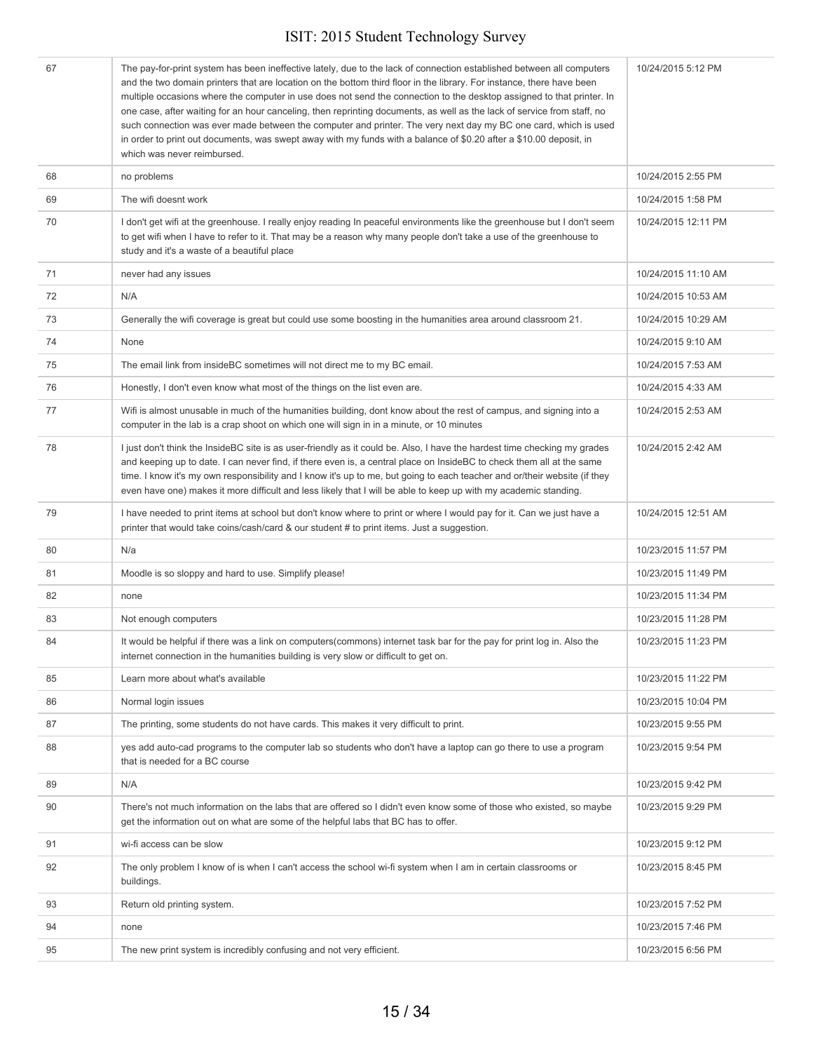| | | |
|---|---|---|
| 67 | The pay-for-print system has been ineffective lately, due to the lack of connection established between all computers and the two domain printers that are location on the bottom third floor in the library. For instance, there have been multiple occasions where the computer in use does not send the connection to the desktop assigned to that printer. In one case, after waiting for an hour canceling, then reprinting documents, as well as the lack of service from staff, no such connection was ever made between the computer and printer. The very next day my BC one card, which is used in order to print out documents, was swept away with my funds with a balance of $0.20 after a $10.00 deposit, in which was never reimbursed. | 10/24/2015 5:12 PM |
| 68 | no problems | 10/24/2015 2:55 PM |
| 69 | The wifi doesnt work | 10/24/2015 1:58 PM |
| 70 | I don't get wifi at the greenhouse. I really enjoy reading In peaceful environments like the greenhouse but I don't seem to get wifi when I have to refer to it. That may be a reason why many people don't take a use of the greenhouse to study and it's a waste of a beautiful place | 10/24/2015 12:11 PM |
| 71 | never had any issues | 10/24/2015 11:10 AM |
| 72 | N/A | 10/24/2015 10:53 AM |
| 73 | Generally the wifi coverage is great but could use some boosting in the humanities area around classroom 21. | 10/24/2015 10:29 AM |
| 74 | None | 10/24/2015 9:10 AM |
| 75 | The email link from insideBC sometimes will not direct me to my BC email. | 10/24/2015 7:53 AM |
| 76 | Honestly, I don't even know what most of the things on the list even are. | 10/24/2015 4:33 AM |
| 77 | Wifi is almost unusable in much of the humanities building, dont know about the rest of campus, and signing into a computer in the lab is a crap shoot on which one will sign in in a minute, or 10 minutes | 10/24/2015 2:53 AM |
| 78 | I just don't think the InsideBC site is as user-friendly as it could be. Also, I have the hardest time checking my grades and keeping up to date. I can never find, if there even is, a central place on InsideBC to check them all at the same time. I know it's my own responsibility and I know it's up to me, but going to each teacher and or/their website (if they even have one) makes it more difficult and less likely that I will be able to keep up with my academic standing. | 10/24/2015 2:42 AM |
| 79 | I have needed to print items at school but don't know where to print or where I would pay for it. Can we just have a printer that would take coins/cash/card & our student # to print items. Just a suggestion. | 10/24/2015 12:51 AM |
| 80 | N/a | 10/23/2015 11:57 PM |
| 81 | Moodle is so sloppy and hard to use. Simplify please! | 10/23/2015 11:49 PM |
| 82 | none | 10/23/2015 11:34 PM |
| 83 | Not enough computers | 10/23/2015 11:28 PM |
| 84 | It would be helpful if there was a link on computers(commons) internet task bar for the pay for print log in. Also the internet connection in the humanities building is very slow or difficult to get on. | 10/23/2015 11:23 PM |
| 85 | Learn more about what's available | 10/23/2015 11:22 PM |
| 86 | Normal login issues | 10/23/2015 10:04 PM |
| 87 | The printing, some students do not have cards. This makes it very difficult to print. | 10/23/2015 9:55 PM |
| 88 | yes add auto-cad programs to the computer lab so students who don't have a laptop can go there to use a program that is needed for a BC course | 10/23/2015 9:54 PM |
| 89 | N/A | 10/23/2015 9:42 PM |
| 90 | There's not much information on the labs that are offered so I didn't even know some of those who existed, so maybe get the information out on what are some of the helpful labs that BC has to offer. | 10/23/2015 9:29 PM |
| 91 | wi-fi access can be slow | 10/23/2015 9:12 PM |
| 92 | The only problem I know of is when I can't access the school wi-fi system when I am in certain classrooms or buildings. | 10/23/2015 8:45 PM |
| 93 | Return old printing system. | 10/23/2015 7:52 PM |
| 94 | none | 10/23/2015 7:46 PM |
| 95 | The new print system is incredibly confusing and not very efficient. | 10/23/2015 6:56 PM |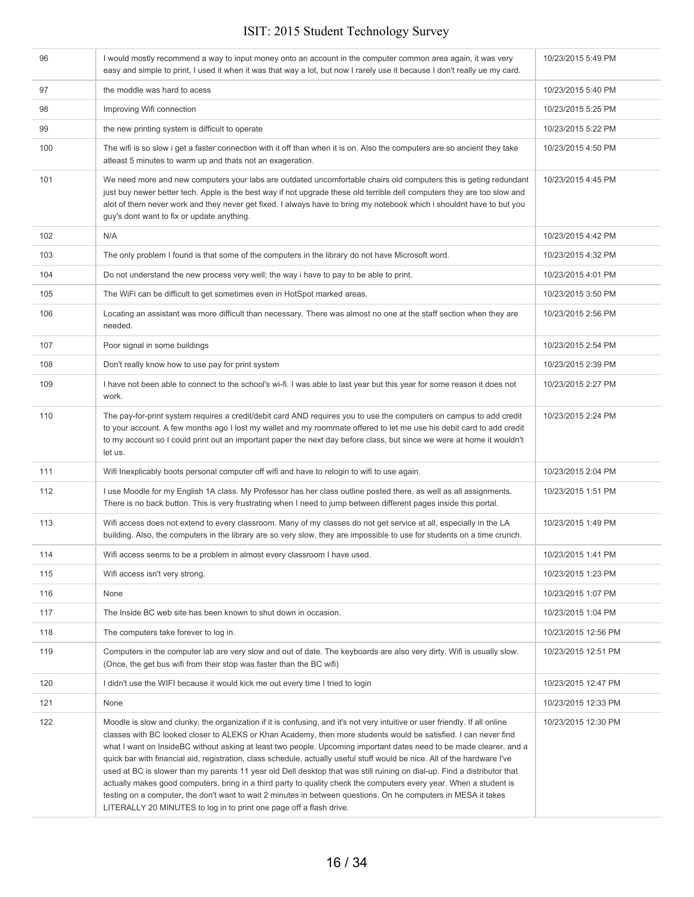| | | |
|---|---|---|
| 96 | I would mostly recommend a way to input money onto an account in the computer common area again, it was very easy and simple to print, I used it when it was that way a lot, but now I rarely use it because I don't really ue my card. | 10/23/2015 5:49 PM |
| 97 | the moddle was hard to acess | 10/23/2015 5:40 PM |
| 98 | Improving Wifi connection | 10/23/2015 5:25 PM |
| 99 | the new printing system is difficult to operate | 10/23/2015 5:22 PM |
| 100 | The wifi is so slow i get a faster connection with it off than when it is on. Also the computers are so ancient they take atleast 5 minutes to warm up and thats not an exageration. | 10/23/2015 4:50 PM |
| 101 | We need more and new computers your labs are outdated uncomfortable chairs old computers this is geting redundant just buy newer better tech. Apple is the best way if not upgrade these old terrible dell computers they are too slow and alot of them never work and they never get fixed. I always have to bring my notebook which i shouldnt have to but you guy's dont want to fix or update anything. | 10/23/2015 4:45 PM |
| 102 | N/A | 10/23/2015 4:42 PM |
| 103 | The only problem I found is that some of the computers in the library do not have Microsoft word. | 10/23/2015 4:32 PM |
| 104 | Do not understand the new process very well; the way i have to pay to be able to print. | 10/23/2015 4:01 PM |
| 105 | The WiFi can be difficult to get sometimes even in HotSpot marked areas. | 10/23/2015 3:50 PM |
| 106 | Locating an assistant was more difficult than necessary. There was almost no one at the staff section when they are needed. | 10/23/2015 2:56 PM |
| 107 | Poor signal in some buildings | 10/23/2015 2:54 PM |
| 108 | Don't really know how to use pay for print system | 10/23/2015 2:39 PM |
| 109 | I have not been able to connect to the school's wi-fi. I was able to last year but this year for some reason it does not work. | 10/23/2015 2:27 PM |
| 110 | The pay-for-print system requires a credit/debit card AND requires you to use the computers on campus to add credit to your account. A few months ago I lost my wallet and my roommate offered to let me use his debit card to add credit to my account so I could print out an important paper the next day before class, but since we were at home it wouldn't let us. | 10/23/2015 2:24 PM |
| 111 | Wifi Inexplicably boots personal computer off wifi and have to relogin to wifi to use again. | 10/23/2015 2:04 PM |
| 112 | I use Moodle for my English 1A class. My Professor has her class outline posted there, as well as all assignments. There is no back button. This is very frustrating when I need to jump between different pages inside this portal. | 10/23/2015 1:51 PM |
| 113 | Wifi access does not extend to every classroom. Many of my classes do not get service at all, especially in the LA building. Also, the computers in the library are so very slow, they are impossible to use for students on a time crunch. | 10/23/2015 1:49 PM |
| 114 | Wifi access seems to be a problem in almost every classroom I have used. | 10/23/2015 1:41 PM |
| 115 | Wifi access isn't very strong. | 10/23/2015 1:23 PM |
| 116 | None | 10/23/2015 1:07 PM |
| 117 | The Inside BC web site has been known to shut down in occasion. | 10/23/2015 1:04 PM |
| 118 | The computers take forever to log in. | 10/23/2015 12:56 PM |
| 119 | Computers in the computer lab are very slow and out of date. The keyboards are also very dirty. Wifi is usually slow. (Once, the get bus wifi from their stop was faster than the BC wifi) | 10/23/2015 12:51 PM |
| 120 | I didn't use the WIFI because it would kick me out every time I tried to login | 10/23/2015 12:47 PM |
| 121 | None | 10/23/2015 12:33 PM |
| 122 | Moodle is slow and clunky, the organization if it is confusing, and it's not very intuitive or user friendly. If all online classes with BC looked closer to ALEKS or Khan Academy, then more students would be satisfied. I can never find what I want on InsideBC without asking at least two people. Upcoming important dates need to be made clearer, and a quick bar with financial aid, registration, class schedule, actually useful stuff would be nice. All of the hardware I've used at BC is slower than my parents 11 year old Dell desktop that was still ruining on dial-up. Find a distributor that actually makes good computers, bring in a third party to quality check the computers every year. When a student is testing on a computer, the don't want to wait 2 minutes in between questions. On he computers in MESA it takes LITERALLY 20 MINUTES to log in to print one page off a flash drive. | 10/23/2015 12:30 PM |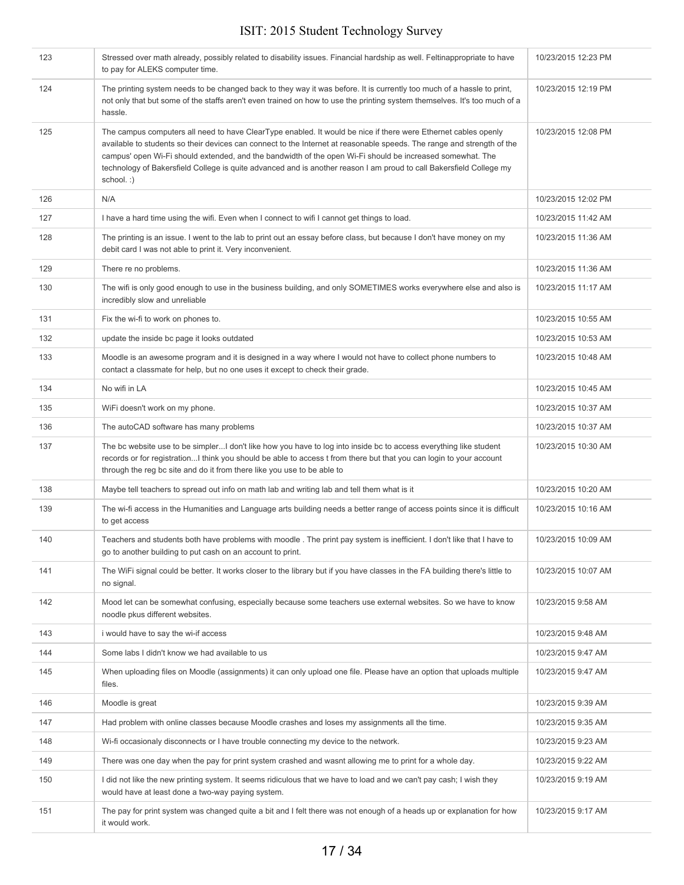| | | |
|---|---|---|
| 123 | Stressed over math already, possibly related to disability issues. Financial hardship as well. Feltinappropriate to have to pay for ALEKS computer time. | 10/23/2015 12:23 PM |
| 124 | The printing system needs to be changed back to they way it was before. It is currently too much of a hassle to print, not only that but some of the staffs aren't even trained on how to use the printing system themselves. It's too much of a hassle. | 10/23/2015 12:19 PM |
| 125 | The campus computers all need to have ClearType enabled. It would be nice if there were Ethernet cables openly available to students so their devices can connect to the Internet at reasonable speeds. The range and strength of the campus' open Wi-Fi should extended, and the bandwidth of the open Wi-Fi should be increased somewhat. The technology of Bakersfield College is quite advanced and is another reason I am proud to call Bakersfield College my school. :) | 10/23/2015 12:08 PM |
| 126 | N/A | 10/23/2015 12:02 PM |
| 127 | I have a hard time using the wifi. Even when I connect to wifi I cannot get things to load. | 10/23/2015 11:42 AM |
| 128 | The printing is an issue. I went to the lab to print out an essay before class, but because I don't have money on my debit card I was not able to print it. Very inconvenient. | 10/23/2015 11:36 AM |
| 129 | There re no problems. | 10/23/2015 11:36 AM |
| 130 | The wifi is only good enough to use in the business building, and only SOMETIMES works everywhere else and also is incredibly slow and unreliable | 10/23/2015 11:17 AM |
| 131 | Fix the wi-fi to work on phones to. | 10/23/2015 10:55 AM |
| 132 | update the inside bc page it looks outdated | 10/23/2015 10:53 AM |
| 133 | Moodle is an awesome program and it is designed in a way where I would not have to collect phone numbers to contact a classmate for help, but no one uses it except to check their grade. | 10/23/2015 10:48 AM |
| 134 | No wifi in LA | 10/23/2015 10:45 AM |
| 135 | WiFi doesn't work on my phone. | 10/23/2015 10:37 AM |
| 136 | The autoCAD software has many problems | 10/23/2015 10:37 AM |
| 137 | The bc website use to be simpler...I don't like how you have to log into inside bc to access everything like student records or for registration...I think you should be able to access t from there but that you can login to your account through the reg bc site and do it from there like you use to be able to | 10/23/2015 10:30 AM |
| 138 | Maybe tell teachers to spread out info on math lab and writing lab and tell them what is it | 10/23/2015 10:20 AM |
| 139 | The wi-fi access in the Humanities and Language arts building needs a better range of access points since it is difficult to get access | 10/23/2015 10:16 AM |
| 140 | Teachers and students both have problems with moodle . The print pay system is inefficient. I don't like that I have to go to another building to put cash on an account to print. | 10/23/2015 10:09 AM |
| 141 | The WiFi signal could be better. It works closer to the library but if you have classes in the FA building there's little to no signal. | 10/23/2015 10:07 AM |
| 142 | Mood let can be somewhat confusing, especially because some teachers use external websites. So we have to know noodle pkus different websites. | 10/23/2015 9:58 AM |
| 143 | i would have to say the wi-if access | 10/23/2015 9:48 AM |
| 144 | Some labs I didn't know we had available to us | 10/23/2015 9:47 AM |
| 145 | When uploading files on Moodle (assignments) it can only upload one file. Please have an option that uploads multiple files. | 10/23/2015 9:47 AM |
| 146 | Moodle is great | 10/23/2015 9:39 AM |
| 147 | Had problem with online classes because Moodle crashes and loses my assignments all the time. | 10/23/2015 9:35 AM |
| 148 | Wi-fi occasionaly disconnects or I have trouble connecting my device to the network. | 10/23/2015 9:23 AM |
| 149 | There was one day when the pay for print system crashed and wasnt allowing me to print for a whole day. | 10/23/2015 9:22 AM |
| 150 | I did not like the new printing system. It seems ridiculous that we have to load and we can't pay cash; I wish they would have at least done a two-way paying system. | 10/23/2015 9:19 AM |
| 151 | The pay for print system was changed quite a bit and I felt there was not enough of a heads up or explanation for how it would work. | 10/23/2015 9:17 AM |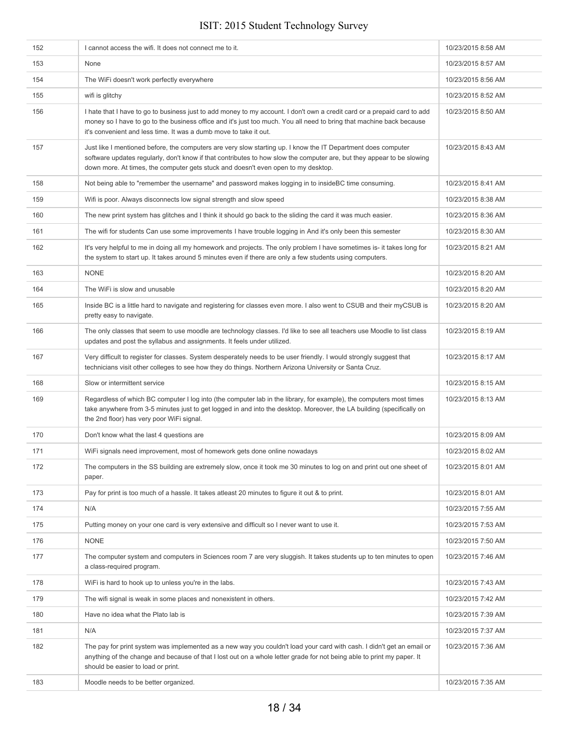| | | |
|---|---|---|
| 152 | I cannot access the wifi. It does not connect me to it. | 10/23/2015 8:58 AM |
| 153 | None | 10/23/2015 8:57 AM |
| 154 | The WiFi doesn't work perfectly everywhere | 10/23/2015 8:56 AM |
| 155 | wifi is glitchy | 10/23/2015 8:52 AM |
| 156 | I hate that I have to go to business just to add money to my account. I don't own a credit card or a prepaid card to add money so I have to go to the business office and it's just too much. You all need to bring that machine back because it's convenient and less time. It was a dumb move to take it out. | 10/23/2015 8:50 AM |
| 157 | Just like I mentioned before, the computers are very slow starting up. I know the IT Department does computer software updates regularly, don't know if that contributes to how slow the computer are, but they appear to be slowing down more. At times, the computer gets stuck and doesn't even open to my desktop. | 10/23/2015 8:43 AM |
| 158 | Not being able to "remember the username" and password makes logging in to insideBC time consuming. | 10/23/2015 8:41 AM |
| 159 | Wifi is poor. Always disconnects low signal strength and slow speed | 10/23/2015 8:38 AM |
| 160 | The new print system has glitches and I think it should go back to the sliding the card it was much easier. | 10/23/2015 8:36 AM |
| 161 | The wifi for students Can use some improvements I have trouble logging in And it's only been this semester | 10/23/2015 8:30 AM |
| 162 | It's very helpful to me in doing all my homework and projects. The only problem I have sometimes is- it takes long for the system to start up. It takes around 5 minutes even if there are only a few students using computers. | 10/23/2015 8:21 AM |
| 163 | NONE | 10/23/2015 8:20 AM |
| 164 | The WiFi is slow and unusable | 10/23/2015 8:20 AM |
| 165 | Inside BC is a little hard to navigate and registering for classes even more. I also went to CSUB and their myCSUB is pretty easy to navigate. | 10/23/2015 8:20 AM |
| 166 | The only classes that seem to use moodle are technology classes. I'd like to see all teachers use Moodle to list class updates and post the syllabus and assignments. It feels under utilized. | 10/23/2015 8:19 AM |
| 167 | Very difficult to register for classes. System desperately needs to be user friendly. I would strongly suggest that technicians visit other colleges to see how they do things. Northern Arizona University or Santa Cruz. | 10/23/2015 8:17 AM |
| 168 | Slow or intermittent service | 10/23/2015 8:15 AM |
| 169 | Regardless of which BC computer I log into (the computer lab in the library, for example), the computers most times take anywhere from 3-5 minutes just to get logged in and into the desktop. Moreover, the LA building (specifically on the 2nd floor) has very poor WiFi signal. | 10/23/2015 8:13 AM |
| 170 | Don't know what the last 4 questions are | 10/23/2015 8:09 AM |
| 171 | WiFi signals need improvement, most of homework gets done online nowadays | 10/23/2015 8:02 AM |
| 172 | The computers in the SS building are extremely slow, once it took me 30 minutes to log on and print out one sheet of paper. | 10/23/2015 8:01 AM |
| 173 | Pay for print is too much of a hassle. It takes atleast 20 minutes to figure it out & to print. | 10/23/2015 8:01 AM |
| 174 | N/A | 10/23/2015 7:55 AM |
| 175 | Putting money on your one card is very extensive and difficult so I never want to use it. | 10/23/2015 7:53 AM |
| 176 | NONE | 10/23/2015 7:50 AM |
| 177 | The computer system and computers in Sciences room 7 are very sluggish. It takes students up to ten minutes to open a class-required program. | 10/23/2015 7:46 AM |
| 178 | WiFi is hard to hook up to unless you're in the labs. | 10/23/2015 7:43 AM |
| 179 | The wifi signal is weak in some places and nonexistent in others. | 10/23/2015 7:42 AM |
| 180 | Have no idea what the Plato lab is | 10/23/2015 7:39 AM |
| 181 | N/A | 10/23/2015 7:37 AM |
| 182 | The pay for print system was implemented as a new way you couldn't load your card with cash. I didn't get an email or anything of the change and because of that I lost out on a whole letter grade for not being able to print my paper. It should be easier to load or print. | 10/23/2015 7:36 AM |
| 183 | Moodle needs to be better organized. | 10/23/2015 7:35 AM |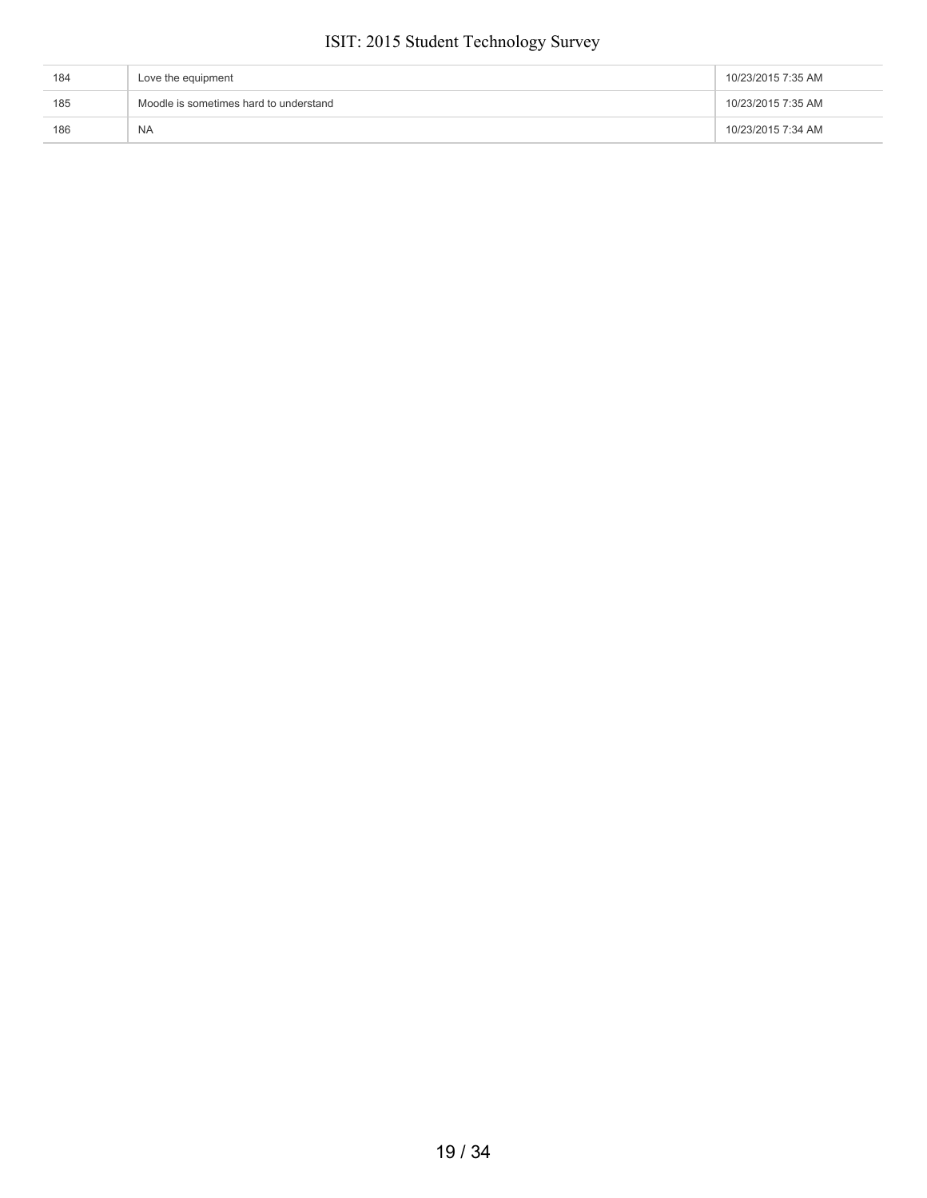| | | |
|---|---|---|
| 184 | Love the equipment | 10/23/2015 7:35 AM |
| 185 | Moodle is sometimes hard to understand | 10/23/2015 7:35 AM |
| 186 | NA | 10/23/2015 7:34 AM |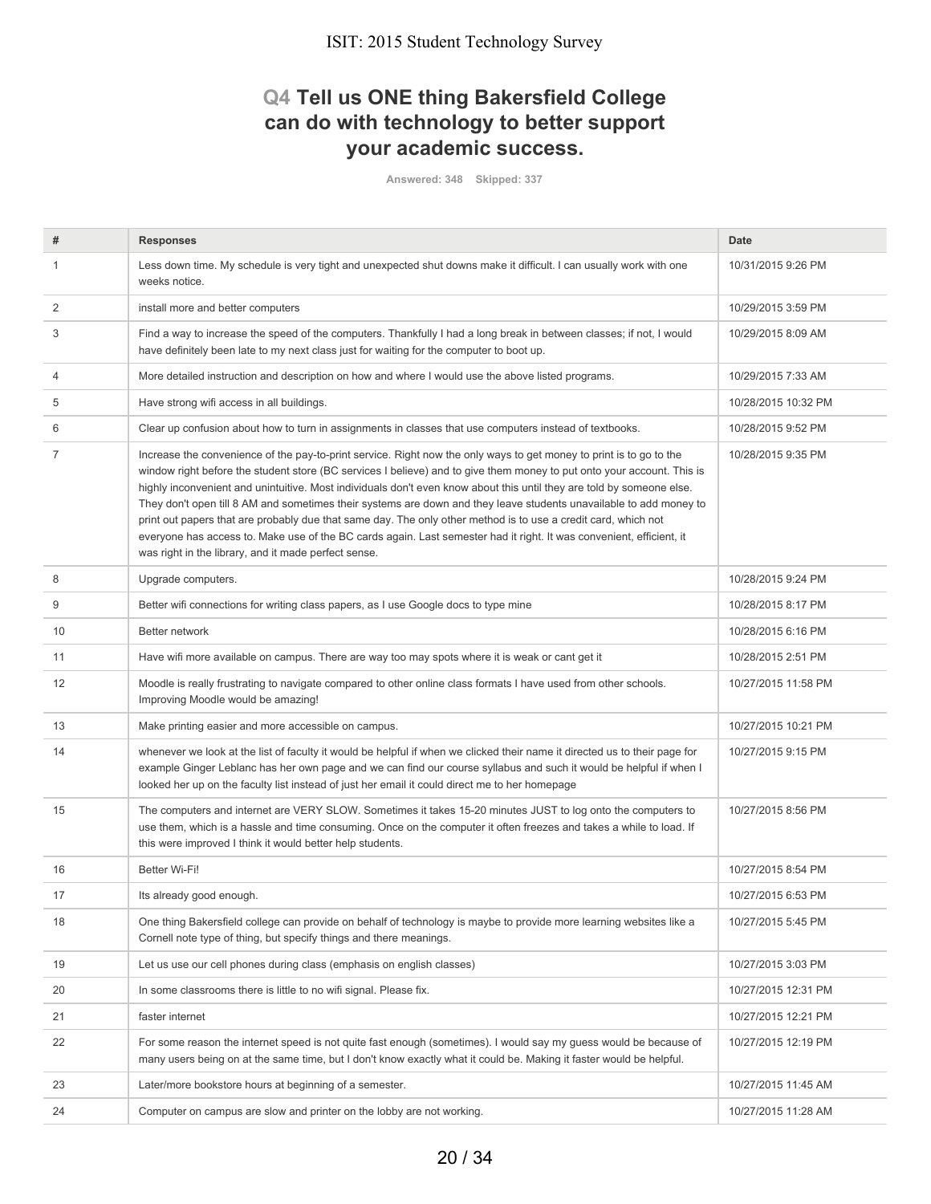## Q4 Tell us ONE thing Bakersfield College can do with technology to better support your academic success.

Answered: 348 Skipped: 337

| # | Responses | Date |
|---|---|---|
| 1 | Less down time. My schedule is very tight and unexpected shut downs make it difficult. I can usually work with one weeks notice. | 10/31/2015 9:26 PM |
| 2 | install more and better computers | 10/29/2015 3:59 PM |
| 3 | Find a way to increase the speed of the computers. Thankfully I had a long break in between classes; if not, I would have definitely been late to my next class just for waiting for the computer to boot up. | 10/29/2015 8:09 AM |
| 4 | More detailed instruction and description on how and where I would use the above listed programs. | 10/29/2015 7:33 AM |
| 5 | Have strong wifi access in all buildings. | 10/28/2015 10:32 PM |
| 6 | Clear up confusion about how to turn in assignments in classes that use computers instead of textbooks. | 10/28/2015 9:52 PM |
| 7 | Increase the convenience of the pay-to-print service. Right now the only ways to get money to print is to go to the window right before the student store (BC services I believe) and to give them money to put onto your account. This is highly inconvenient and unintuitive. Most individuals don't even know about this until they are told by someone else. They don't open till 8 AM and sometimes their systems are down and they leave students unavailable to add money to print out papers that are probably due that same day. The only other method is to use a credit card, which not everyone has access to. Make use of the BC cards again. Last semester had it right. It was convenient, efficient, it was right in the library, and it made perfect sense. | 10/28/2015 9:35 PM |
| 8 | Upgrade computers. | 10/28/2015 9:24 PM |
| 9 | Better wifi connections for writing class papers, as I use Google docs to type mine | 10/28/2015 8:17 PM |
| 10 | Better network | 10/28/2015 6:16 PM |
| 11 | Have wifi more available on campus. There are way too may spots where it is weak or cant get it | 10/28/2015 2:51 PM |
| 12 | Moodle is really frustrating to navigate compared to other online class formats I have used from other schools. Improving Moodle would be amazing! | 10/27/2015 11:58 PM |
| 13 | Make printing easier and more accessible on campus. | 10/27/2015 10:21 PM |
| 14 | whenever we look at the list of faculty it would be helpful if when we clicked their name it directed us to their page for example Ginger Leblanc has her own page and we can find our course syllabus and such it would be helpful if when I looked her up on the faculty list instead of just her email it could direct me to her homepage | 10/27/2015 9:15 PM |
| 15 | The computers and internet are VERY SLOW. Sometimes it takes 15-20 minutes JUST to log onto the computers to use them, which is a hassle and time consuming. Once on the computer it often freezes and takes a while to load. If this were improved I think it would better help students. | 10/27/2015 8:56 PM |
| 16 | Better Wi-Fi! | 10/27/2015 8:54 PM |
| 17 | Its already good enough. | 10/27/2015 6:53 PM |
| 18 | One thing Bakersfield college can provide on behalf of technology is maybe to provide more learning websites like a Cornell note type of thing, but specify things and there meanings. | 10/27/2015 5:45 PM |
| 19 | Let us use our cell phones during class (emphasis on english classes) | 10/27/2015 3:03 PM |
| 20 | In some classrooms there is little to no wifi signal. Please fix. | 10/27/2015 12:31 PM |
| 21 | faster internet | 10/27/2015 12:21 PM |
| 22 | For some reason the internet speed is not quite fast enough (sometimes). I would say my guess would be because of many users being on at the same time, but I don't know exactly what it could be. Making it faster would be helpful. | 10/27/2015 12:19 PM |
| 23 | Later/more bookstore hours at beginning of a semester. | 10/27/2015 11:45 AM |
| 24 | Computer on campus are slow and printer on the lobby are not working. | 10/27/2015 11:28 AM |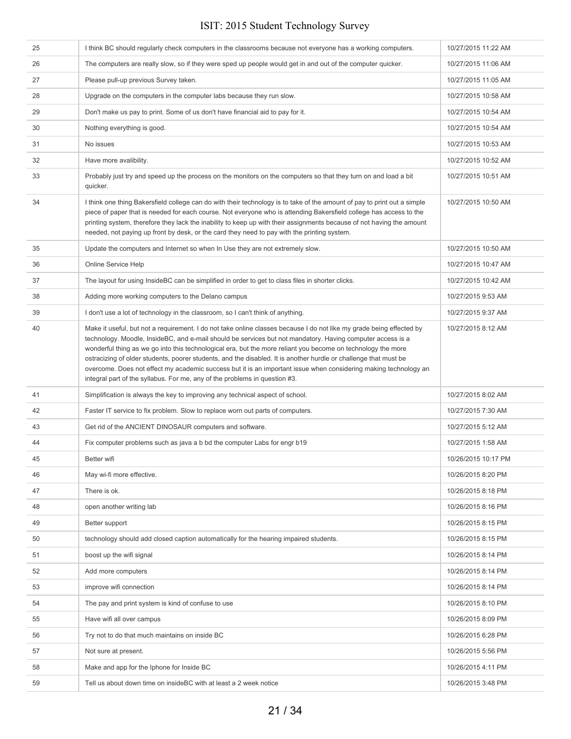| | | |
|---|---|---|
| 25 | I think BC should regularly check computers in the classrooms because not everyone has a working computers. | 10/27/2015 11:22 AM |
| 26 | The computers are really slow, so if they were sped up people would get in and out of the computer quicker. | 10/27/2015 11:06 AM |
| 27 | Please pull-up previous Survey taken. | 10/27/2015 11:05 AM |
| 28 | Upgrade on the computers in the computer labs because they run slow. | 10/27/2015 10:58 AM |
| 29 | Don't make us pay to print. Some of us don't have financial aid to pay for it. | 10/27/2015 10:54 AM |
| 30 | Nothing everything is good. | 10/27/2015 10:54 AM |
| 31 | No issues | 10/27/2015 10:53 AM |
| 32 | Have more avalibility. | 10/27/2015 10:52 AM |
| 33 | Probably just try and speed up the process on the monitors on the computers so that they turn on and load a bit quicker. | 10/27/2015 10:51 AM |
| 34 | I think one thing Bakersfield college can do with their technology is to take of the amount of pay to print out a simple piece of paper that is needed for each course. Not everyone who is attending Bakersfield college has access to the printing system, therefore they lack the inability to keep up with their assignments because of not having the amount needed, not paying up front by desk, or the card they need to pay with the printing system. | 10/27/2015 10:50 AM |
| 35 | Update the computers and Internet so when In Use they are not extremely slow. | 10/27/2015 10:50 AM |
| 36 | Online Service Help | 10/27/2015 10:47 AM |
| 37 | The layout for using InsideBC can be simplified in order to get to class files in shorter clicks. | 10/27/2015 10:42 AM |
| 38 | Adding more working computers to the Delano campus | 10/27/2015 9:53 AM |
| 39 | I don't use a lot of technology in the classroom, so I can't think of anything. | 10/27/2015 9:37 AM |
| 40 | Make it useful, but not a requirement. I do not take online classes because I do not like my grade being effected by technology. Moodle, InsideBC, and e-mail should be services but not mandatory. Having computer access is a wonderful thing as we go into this technological era, but the more reliant you become on technology the more ostracizing of older students, poorer students, and the disabled. It is another hurdle or challenge that must be overcome. Does not effect my academic success but it is an important issue when considering making technology an integral part of the syllabus. For me, any of the problems in question #3. | 10/27/2015 8:12 AM |
| 41 | Simplification is always the key to improving any technical aspect of school. | 10/27/2015 8:02 AM |
| 42 | Faster IT service to fix problem. Slow to replace worn out parts of computers. | 10/27/2015 7:30 AM |
| 43 | Get rid of the ANCIENT DINOSAUR computers and software. | 10/27/2015 5:12 AM |
| 44 | Fix computer problems such as java a b bd the computer Labs for engr b19 | 10/27/2015 1:58 AM |
| 45 | Better wifi | 10/26/2015 10:17 PM |
| 46 | May wi-fi more effective. | 10/26/2015 8:20 PM |
| 47 | There is ok. | 10/26/2015 8:18 PM |
| 48 | open another writing lab | 10/26/2015 8:16 PM |
| 49 | Better support | 10/26/2015 8:15 PM |
| 50 | technology should add closed caption automatically for the hearing impaired students. | 10/26/2015 8:15 PM |
| 51 | boost up the wifi signal | 10/26/2015 8:14 PM |
| 52 | Add more computers | 10/26/2015 8:14 PM |
| 53 | improve wifi connection | 10/26/2015 8:14 PM |
| 54 | The pay and print system is kind of confuse to use | 10/26/2015 8:10 PM |
| 55 | Have wifi all over campus | 10/26/2015 8:09 PM |
| 56 | Try not to do that much maintains on inside BC | 10/26/2015 6:28 PM |
| 57 | Not sure at present. | 10/26/2015 5:56 PM |
| 58 | Make and app for the Iphone for Inside BC | 10/26/2015 4:11 PM |
| 59 | Tell us about down time on insideBC with at least a 2 week notice | 10/26/2015 3:48 PM |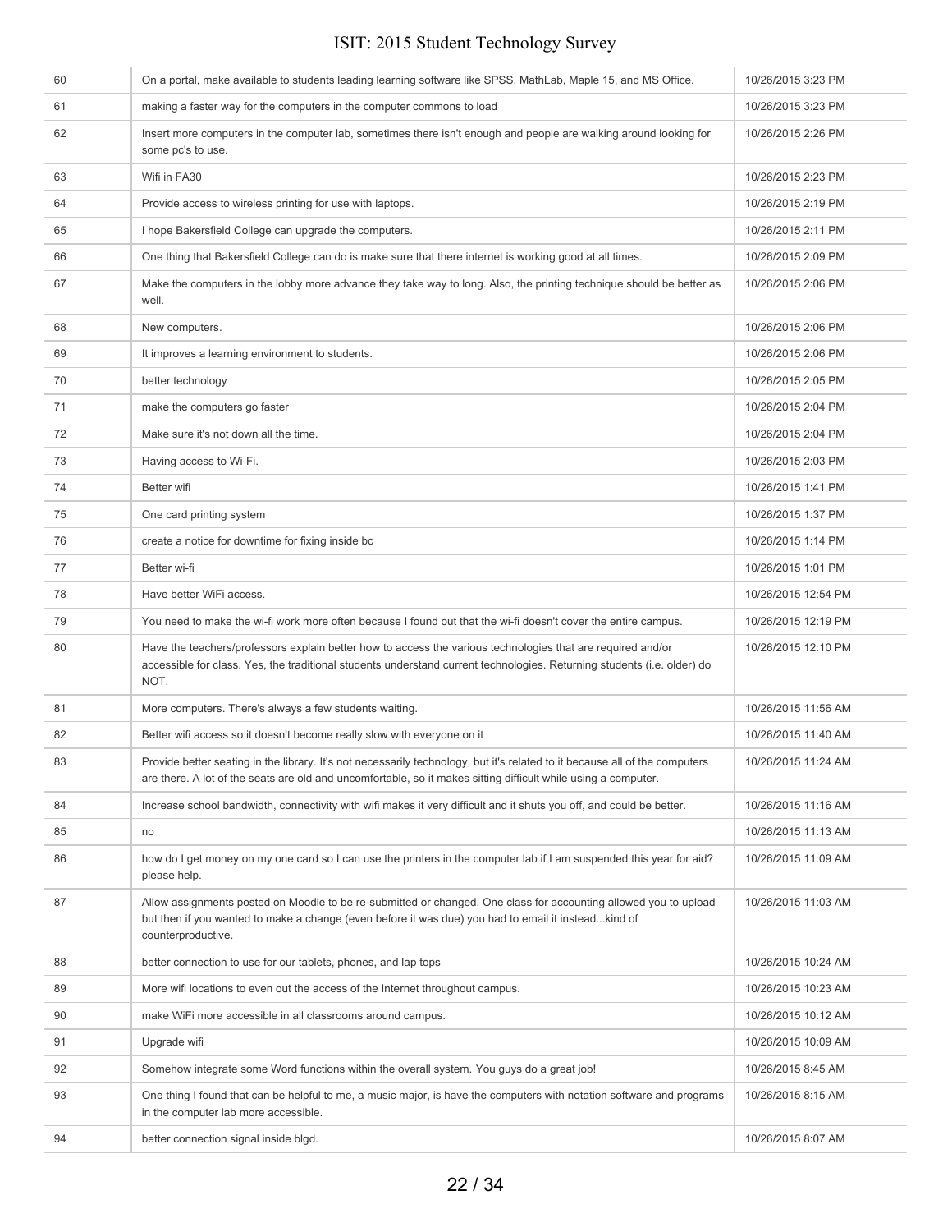| | | |
|---|---|---|
| 60 | On a portal, make available to students leading learning software like SPSS, MathLab, Maple 15, and MS Office. | 10/26/2015 3:23 PM |
| 61 | making a faster way for the computers in the computer commons to load | 10/26/2015 3:23 PM |
| 62 | Insert more computers in the computer lab, sometimes there isn't enough and people are walking around looking for some pc's to use. | 10/26/2015 2:26 PM |
| 63 | Wifi in FA30 | 10/26/2015 2:23 PM |
| 64 | Provide access to wireless printing for use with laptops. | 10/26/2015 2:19 PM |
| 65 | I hope Bakersfield College can upgrade the computers. | 10/26/2015 2:11 PM |
| 66 | One thing that Bakersfield College can do is make sure that there internet is working good at all times. | 10/26/2015 2:09 PM |
| 67 | Make the computers in the lobby more advance they take way to long. Also, the printing technique should be better as well. | 10/26/2015 2:06 PM |
| 68 | New computers. | 10/26/2015 2:06 PM |
| 69 | It improves a learning environment to students. | 10/26/2015 2:06 PM |
| 70 | better technology | 10/26/2015 2:05 PM |
| 71 | make the computers go faster | 10/26/2015 2:04 PM |
| 72 | Make sure it's not down all the time. | 10/26/2015 2:04 PM |
| 73 | Having access to Wi-Fi. | 10/26/2015 2:03 PM |
| 74 | Better wifi | 10/26/2015 1:41 PM |
| 75 | One card printing system | 10/26/2015 1:37 PM |
| 76 | create a notice for downtime for fixing inside bc | 10/26/2015 1:14 PM |
| 77 | Better wi-fi | 10/26/2015 1:01 PM |
| 78 | Have better WiFi access. | 10/26/2015 12:54 PM |
| 79 | You need to make the wi-fi work more often because I found out that the wi-fi doesn't cover the entire campus. | 10/26/2015 12:19 PM |
| 80 | Have the teachers/professors explain better how to access the various technologies that are required and/or accessible for class. Yes, the traditional students understand current technologies. Returning students (i.e. older) do NOT. | 10/26/2015 12:10 PM |
| 81 | More computers. There's always a few students waiting. | 10/26/2015 11:56 AM |
| 82 | Better wifi access so it doesn't become really slow with everyone on it | 10/26/2015 11:40 AM |
| 83 | Provide better seating in the library. It's not necessarily technology, but it's related to it because all of the computers are there. A lot of the seats are old and uncomfortable, so it makes sitting difficult while using a computer. | 10/26/2015 11:24 AM |
| 84 | Increase school bandwidth, connectivity with wifi makes it very difficult and it shuts you off, and could be better. | 10/26/2015 11:16 AM |
| 85 | no | 10/26/2015 11:13 AM |
| 86 | how do I get money on my one card so I can use the printers in the computer lab if I am suspended this year for aid? please help. | 10/26/2015 11:09 AM |
| 87 | Allow assignments posted on Moodle to be re-submitted or changed. One class for accounting allowed you to upload but then if you wanted to make a change (even before it was due) you had to email it instead...kind of counterproductive. | 10/26/2015 11:03 AM |
| 88 | better connection to use for our tablets, phones, and lap tops | 10/26/2015 10:24 AM |
| 89 | More wifi locations to even out the access of the Internet throughout campus. | 10/26/2015 10:23 AM |
| 90 | make WiFi more accessible in all classrooms around campus. | 10/26/2015 10:12 AM |
| 91 | Upgrade wifi | 10/26/2015 10:09 AM |
| 92 | Somehow integrate some Word functions within the overall system. You guys do a great job! | 10/26/2015 8:45 AM |
| 93 | One thing I found that can be helpful to me, a music major, is have the computers with notation software and programs in the computer lab more accessible. | 10/26/2015 8:15 AM |
| 94 | better connection signal inside blgd. | 10/26/2015 8:07 AM |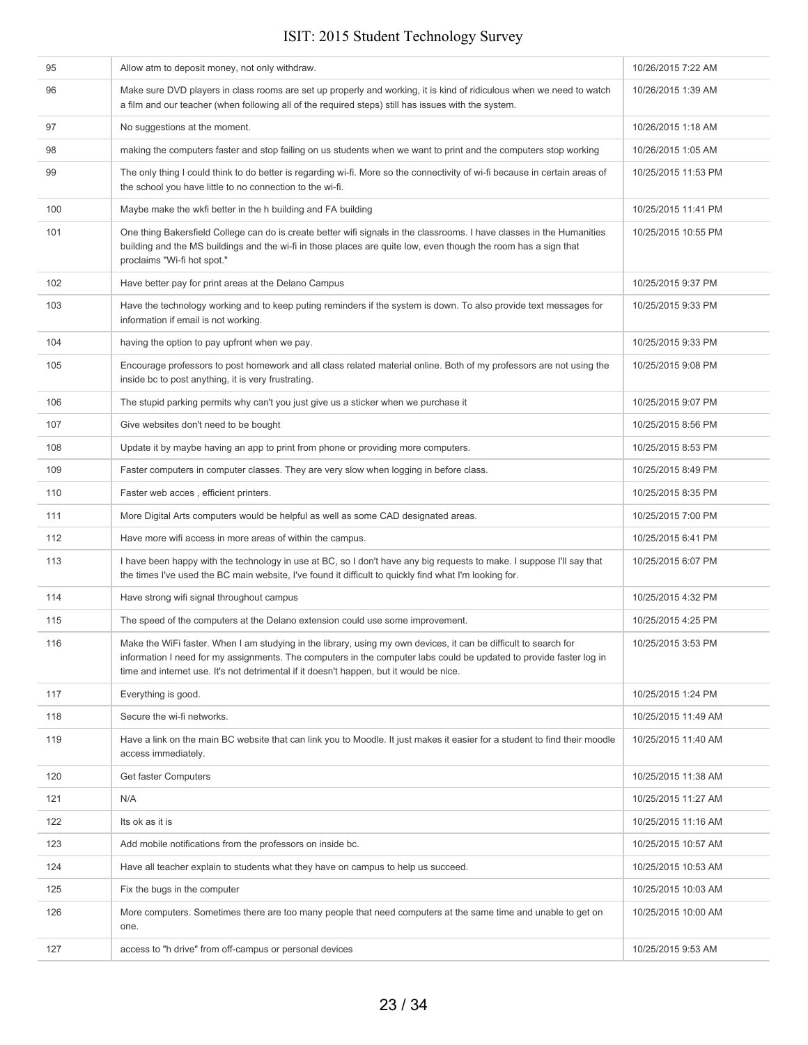| | | |
|---|---|---|
| 95 | Allow atm to deposit money, not only withdraw. | 10/26/2015 7:22 AM |
| 96 | Make sure DVD players in class rooms are set up properly and working, it is kind of ridiculous when we need to watch a film and our teacher (when following all of the required steps) still has issues with the system. | 10/26/2015 1:39 AM |
| 97 | No suggestions at the moment. | 10/26/2015 1:18 AM |
| 98 | making the computers faster and stop failing on us students when we want to print and the computers stop working | 10/26/2015 1:05 AM |
| 99 | The only thing I could think to do better is regarding wi-fi. More so the connectivity of wi-fi because in certain areas of the school you have little to no connection to the wi-fi. | 10/25/2015 11:53 PM |
| 100 | Maybe make the wkfi better in the h building and FA building | 10/25/2015 11:41 PM |
| 101 | One thing Bakersfield College can do is create better wifi signals in the classrooms. I have classes in the Humanities building and the MS buildings and the wi-fi in those places are quite low, even though the room has a sign that proclaims "Wi-fi hot spot." | 10/25/2015 10:55 PM |
| 102 | Have better pay for print areas at the Delano Campus | 10/25/2015 9:37 PM |
| 103 | Have the technology working and to keep puting reminders if the system is down. To also provide text messages for information if email is not working. | 10/25/2015 9:33 PM |
| 104 | having the option to pay upfront when we pay. | 10/25/2015 9:33 PM |
| 105 | Encourage professors to post homework and all class related material online. Both of my professors are not using the inside bc to post anything, it is very frustrating. | 10/25/2015 9:08 PM |
| 106 | The stupid parking permits why can't you just give us a sticker when we purchase it | 10/25/2015 9:07 PM |
| 107 | Give websites don't need to be bought | 10/25/2015 8:56 PM |
| 108 | Update it by maybe having an app to print from phone or providing more computers. | 10/25/2015 8:53 PM |
| 109 | Faster computers in computer classes. They are very slow when logging in before class. | 10/25/2015 8:49 PM |
| 110 | Faster web acces , efficient printers. | 10/25/2015 8:35 PM |
| 111 | More Digital Arts computers would be helpful as well as some CAD designated areas. | 10/25/2015 7:00 PM |
| 112 | Have more wifi access in more areas of within the campus. | 10/25/2015 6:41 PM |
| 113 | I have been happy with the technology in use at BC, so I don't have any big requests to make. I suppose I'll say that the times I've used the BC main website, I've found it difficult to quickly find what I'm looking for. | 10/25/2015 6:07 PM |
| 114 | Have strong wifi signal throughout campus | 10/25/2015 4:32 PM |
| 115 | The speed of the computers at the Delano extension could use some improvement. | 10/25/2015 4:25 PM |
| 116 | Make the WiFi faster. When I am studying in the library, using my own devices, it can be difficult to search for information I need for my assignments. The computers in the computer labs could be updated to provide faster log in time and internet use. It's not detrimental if it doesn't happen, but it would be nice. | 10/25/2015 3:53 PM |
| 117 | Everything is good. | 10/25/2015 1:24 PM |
| 118 | Secure the wi-fi networks. | 10/25/2015 11:49 AM |
| 119 | Have a link on the main BC website that can link you to Moodle. It just makes it easier for a student to find their moodle access immediately. | 10/25/2015 11:40 AM |
| 120 | Get faster Computers | 10/25/2015 11:38 AM |
| 121 | N/A | 10/25/2015 11:27 AM |
| 122 | Its ok as it is | 10/25/2015 11:16 AM |
| 123 | Add mobile notifications from the professors on inside bc. | 10/25/2015 10:57 AM |
| 124 | Have all teacher explain to students what they have on campus to help us succeed. | 10/25/2015 10:53 AM |
| 125 | Fix the bugs in the computer | 10/25/2015 10:03 AM |
| 126 | More computers. Sometimes there are too many people that need computers at the same time and unable to get on one. | 10/25/2015 10:00 AM |
| 127 | access to "h drive" from off-campus or personal devices | 10/25/2015 9:53 AM |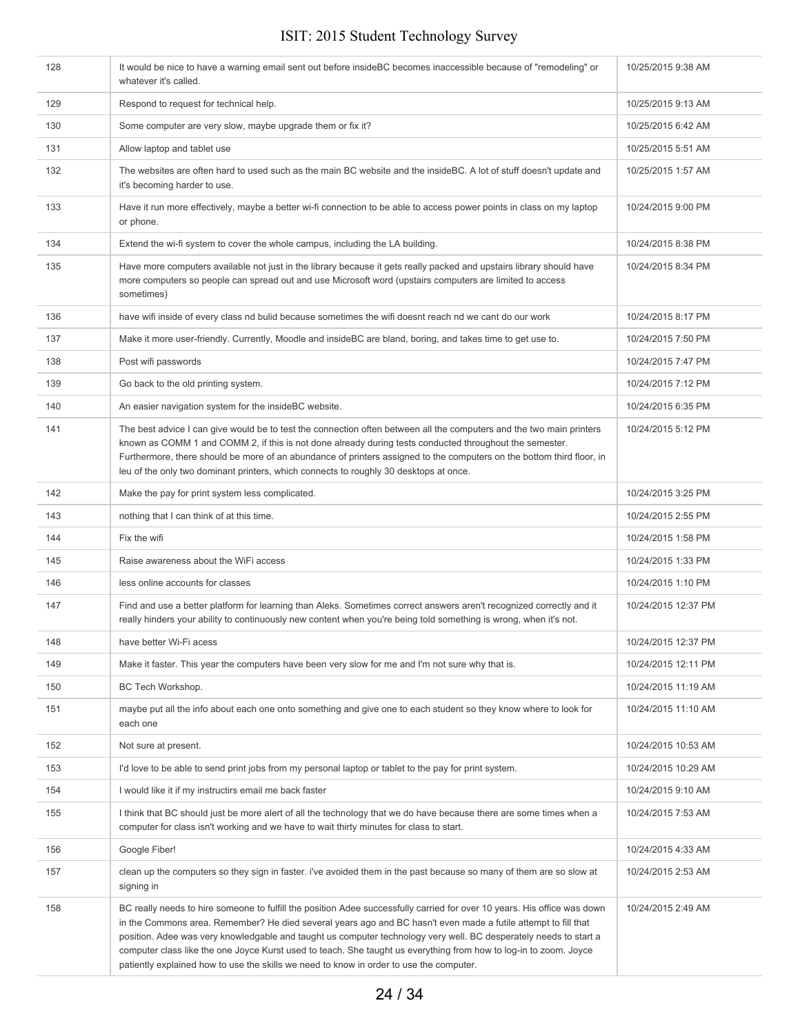| | | |
|---|---|---|
| 128 | It would be nice to have a warning email sent out before insideBC becomes inaccessible because of "remodeling" or whatever it's called. | 10/25/2015 9:38 AM |
| 129 | Respond to request for technical help. | 10/25/2015 9:13 AM |
| 130 | Some computer are very slow, maybe upgrade them or fix it? | 10/25/2015 6:42 AM |
| 131 | Allow laptop and tablet use | 10/25/2015 5:51 AM |
| 132 | The websites are often hard to used such as the main BC website and the insideBC. A lot of stuff doesn't update and it's becoming harder to use. | 10/25/2015 1:57 AM |
| 133 | Have it run more effectively, maybe a better wi-fi connection to be able to access power points in class on my laptop or phone. | 10/24/2015 9:00 PM |
| 134 | Extend the wi-fi system to cover the whole campus, including the LA building. | 10/24/2015 8:38 PM |
| 135 | Have more computers available not just in the library because it gets really packed and upstairs library should have more computers so people can spread out and use Microsoft word (upstairs computers are limited to access sometimes) | 10/24/2015 8:34 PM |
| 136 | have wifi inside of every class nd bulid because sometimes the wifi doesnt reach nd we cant do our work | 10/24/2015 8:17 PM |
| 137 | Make it more user-friendly. Currently, Moodle and insideBC are bland, boring, and takes time to get use to. | 10/24/2015 7:50 PM |
| 138 | Post wifi passwords | 10/24/2015 7:47 PM |
| 139 | Go back to the old printing system. | 10/24/2015 7:12 PM |
| 140 | An easier navigation system for the insideBC website. | 10/24/2015 6:35 PM |
| 141 | The best advice I can give would be to test the connection often between all the computers and the two main printers known as COMM 1 and COMM 2, if this is not done already during tests conducted throughout the semester. Furthermore, there should be more of an abundance of printers assigned to the computers on the bottom third floor, in leu of the only two dominant printers, which connects to roughly 30 desktops at once. | 10/24/2015 5:12 PM |
| 142 | Make the pay for print system less complicated. | 10/24/2015 3:25 PM |
| 143 | nothing that I can think of at this time. | 10/24/2015 2:55 PM |
| 144 | Fix the wifi | 10/24/2015 1:58 PM |
| 145 | Raise awareness about the WiFi access | 10/24/2015 1:33 PM |
| 146 | less online accounts for classes | 10/24/2015 1:10 PM |
| 147 | Find and use a better platform for learning than Aleks. Sometimes correct answers aren't recognized correctly and it really hinders your ability to continuously new content when you're being told something is wrong, when it's not. | 10/24/2015 12:37 PM |
| 148 | have better Wi-Fi acess | 10/24/2015 12:37 PM |
| 149 | Make it faster. This year the computers have been very slow for me and I'm not sure why that is. | 10/24/2015 12:11 PM |
| 150 | BC Tech Workshop. | 10/24/2015 11:19 AM |
| 151 | maybe put all the info about each one onto something and give one to each student so they know where to look for each one | 10/24/2015 11:10 AM |
| 152 | Not sure at present. | 10/24/2015 10:53 AM |
| 153 | I'd love to be able to send print jobs from my personal laptop or tablet to the pay for print system. | 10/24/2015 10:29 AM |
| 154 | I would like it if my instructirs email me back faster | 10/24/2015 9:10 AM |
| 155 | I think that BC should just be more alert of all the technology that we do have because there are some times when a computer for class isn't working and we have to wait thirty minutes for class to start. | 10/24/2015 7:53 AM |
| 156 | Google Fiber! | 10/24/2015 4:33 AM |
| 157 | clean up the computers so they sign in faster. i've avoided them in the past because so many of them are so slow at signing in | 10/24/2015 2:53 AM |
| 158 | BC really needs to hire someone to fulfill the position Adee successfully carried for over 10 years. His office was down in the Commons area. Remember? He died several years ago and BC hasn't even made a futile attempt to fill that position. Adee was very knowledgable and taught us computer technology very well. BC desperately needs to start a computer class like the one Joyce Kurst used to teach. She taught us everything from how to log-in to zoom. Joyce patiently explained how to use the skills we need to know in order to use the computer. | 10/24/2015 2:49 AM |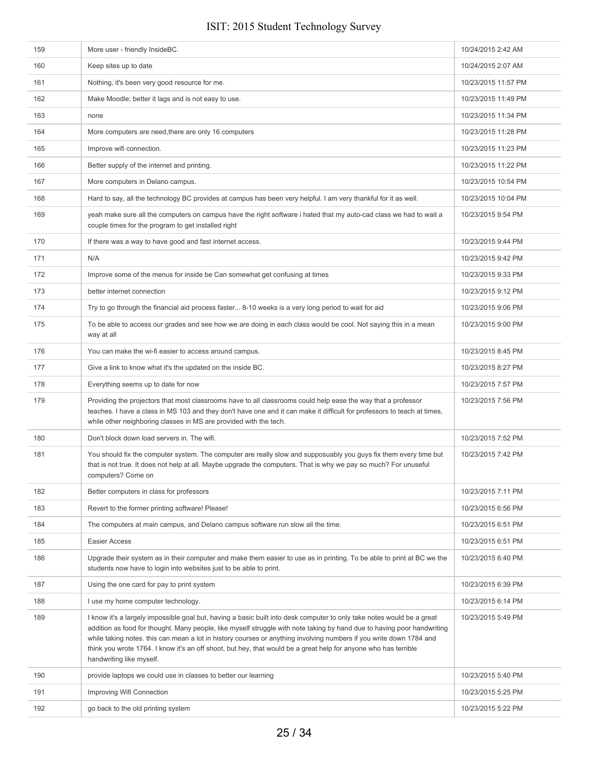| | | |
|---|---|---|
| 159 | More user - friendly InsideBC. | 10/24/2015 2:42 AM |
| 160 | Keep sites up to date | 10/24/2015 2:07 AM |
| 161 | Nothing, it's been very good resource for me. | 10/23/2015 11:57 PM |
| 162 | Make Moodle; better it lags and is not easy to use. | 10/23/2015 11:49 PM |
| 163 | none | 10/23/2015 11:34 PM |
| 164 | More computers are need,there are only 16 computers | 10/23/2015 11:28 PM |
| 165 | Improve wifi connection. | 10/23/2015 11:23 PM |
| 166 | Better supply of the internet and printing. | 10/23/2015 11:22 PM |
| 167 | More computers in Delano campus. | 10/23/2015 10:54 PM |
| 168 | Hard to say, all the technology BC provides at campus has been very helpful. I am very thankful for it as well. | 10/23/2015 10:04 PM |
| 169 | yeah make sure all the computers on campus have the right software i hated that my auto-cad class we had to wait a couple times for the program to get installed right | 10/23/2015 9:54 PM |
| 170 | If there was a way to have good and fast internet access. | 10/23/2015 9:44 PM |
| 171 | N/A | 10/23/2015 9:42 PM |
| 172 | Improve some of the menus for inside be Can somewhat get confusing at times | 10/23/2015 9:33 PM |
| 173 | better internet connection | 10/23/2015 9:12 PM |
| 174 | Try to go through the financial aid process faster... 8-10 weeks is a very long period to wait for aid | 10/23/2015 9:06 PM |
| 175 | To be able to access our grades and see how we are doing in each class would be cool. Not saying this in a mean way at all | 10/23/2015 9:00 PM |
| 176 | You can make the wi-fi easier to access around campus. | 10/23/2015 8:45 PM |
| 177 | Give a link to know what it's the updated on the inside BC. | 10/23/2015 8:27 PM |
| 178 | Everything seems up to date for now | 10/23/2015 7:57 PM |
| 179 | Providing the projectors that most classrooms have to all classrooms could help ease the way that a professor teaches. I have a class in MS 103 and they don't have one and it can make it difficult for professors to teach at times, while other neighboring classes in MS are provided with the tech. | 10/23/2015 7:56 PM |
| 180 | Don't block down load servers in. The wifi. | 10/23/2015 7:52 PM |
| 181 | You should fix the computer system. The computer are really slow and supposuably you guys fix them every time but that is not true. It does not help at all. Maybe upgrade the computers. That is why we pay so much? For unuseful computers? Come on | 10/23/2015 7:42 PM |
| 182 | Better computers in class for professors | 10/23/2015 7:11 PM |
| 183 | Revert to the former printing software! Please! | 10/23/2015 6:56 PM |
| 184 | The computers at main campus, and Delano campus software run slow all the time. | 10/23/2015 6:51 PM |
| 185 | Easier Access | 10/23/2015 6:51 PM |
| 186 | Upgrade their system as in their computer and make them easier to use as in printing. To be able to print at BC we the students now have to login into websites just to be able to print. | 10/23/2015 6:40 PM |
| 187 | Using the one card for pay to print system | 10/23/2015 6:39 PM |
| 188 | I use my home computer technology. | 10/23/2015 6:14 PM |
| 189 | I know it's a largely impossible goal but, having a basic built into desk computer to only take notes would be a great addition as food for thought. Many people, like myself struggle with note taking by hand due to having poor handwriting while taking notes. this can mean a lot in history courses or anything involving numbers if you write down 1784 and think you wrote 1764. I know it's an off shoot, but hey, that would be a great help for anyone who has terrible handwriting like myself. | 10/23/2015 5:49 PM |
| 190 | provide laptops we could use in classes to better our learning | 10/23/2015 5:40 PM |
| 191 | Improving Wifi Connection | 10/23/2015 5:25 PM |
| 192 | go back to the old printing system | 10/23/2015 5:22 PM |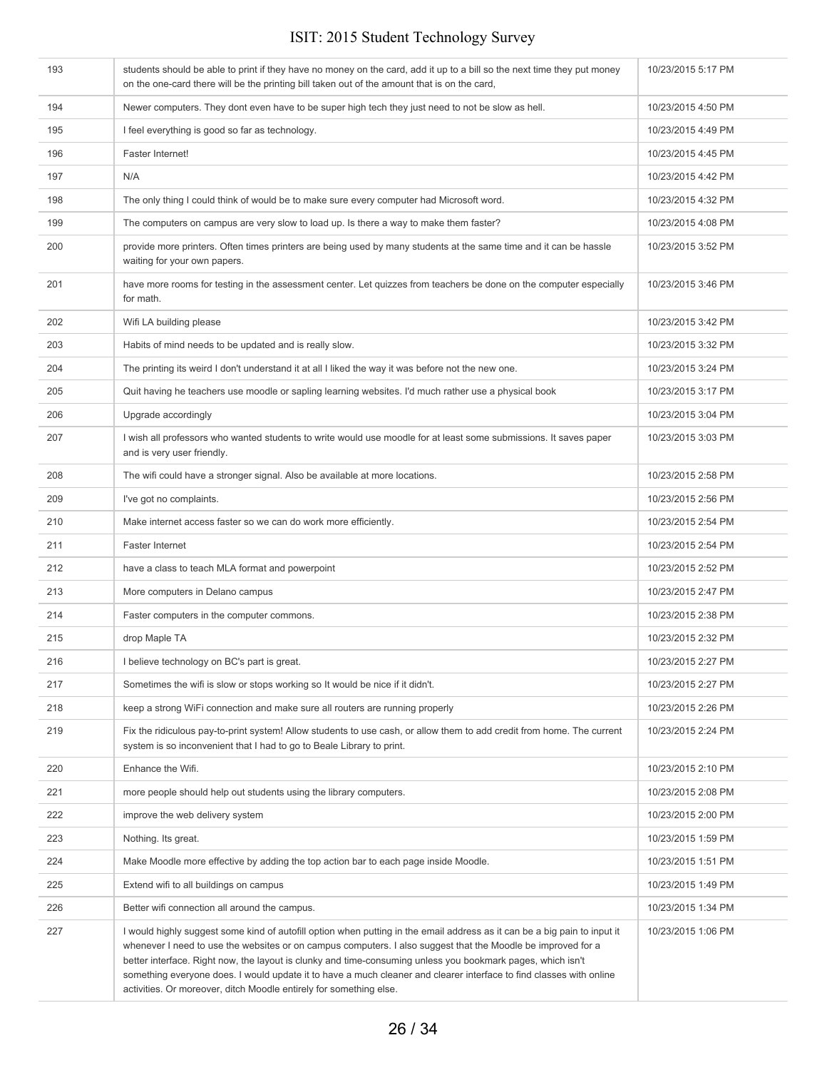| | | |
|---|---|---|
| 193 | students should be able to print if they have no money on the card, add it up to a bill so the next time they put money on the one-card there will be the printing bill taken out of the amount that is on the card, | 10/23/2015 5:17 PM |
| 194 | Newer computers. They dont even have to be super high tech they just need to not be slow as hell. | 10/23/2015 4:50 PM |
| 195 | I feel everything is good so far as technology. | 10/23/2015 4:49 PM |
| 196 | Faster Internet! | 10/23/2015 4:45 PM |
| 197 | N/A | 10/23/2015 4:42 PM |
| 198 | The only thing I could think of would be to make sure every computer had Microsoft word. | 10/23/2015 4:32 PM |
| 199 | The computers on campus are very slow to load up. Is there a way to make them faster? | 10/23/2015 4:08 PM |
| 200 | provide more printers. Often times printers are being used by many students at the same time and it can be hassle waiting for your own papers. | 10/23/2015 3:52 PM |
| 201 | have more rooms for testing in the assessment center. Let quizzes from teachers be done on the computer especially for math. | 10/23/2015 3:46 PM |
| 202 | Wifi LA building please | 10/23/2015 3:42 PM |
| 203 | Habits of mind needs to be updated and is really slow. | 10/23/2015 3:32 PM |
| 204 | The printing its weird I don't understand it at all I liked the way it was before not the new one. | 10/23/2015 3:24 PM |
| 205 | Quit having he teachers use moodle or sapling learning websites. I'd much rather use a physical book | 10/23/2015 3:17 PM |
| 206 | Upgrade accordingly | 10/23/2015 3:04 PM |
| 207 | I wish all professors who wanted students to write would use moodle for at least some submissions. It saves paper and is very user friendly. | 10/23/2015 3:03 PM |
| 208 | The wifi could have a stronger signal. Also be available at more locations. | 10/23/2015 2:58 PM |
| 209 | I've got no complaints. | 10/23/2015 2:56 PM |
| 210 | Make internet access faster so we can do work more efficiently. | 10/23/2015 2:54 PM |
| 211 | Faster Internet | 10/23/2015 2:54 PM |
| 212 | have a class to teach MLA format and powerpoint | 10/23/2015 2:52 PM |
| 213 | More computers in Delano campus | 10/23/2015 2:47 PM |
| 214 | Faster computers in the computer commons. | 10/23/2015 2:38 PM |
| 215 | drop Maple TA | 10/23/2015 2:32 PM |
| 216 | I believe technology on BC's part is great. | 10/23/2015 2:27 PM |
| 217 | Sometimes the wifi is slow or stops working so It would be nice if it didn't. | 10/23/2015 2:27 PM |
| 218 | keep a strong WiFi connection and make sure all routers are running properly | 10/23/2015 2:26 PM |
| 219 | Fix the ridiculous pay-to-print system! Allow students to use cash, or allow them to add credit from home. The current system is so inconvenient that I had to go to Beale Library to print. | 10/23/2015 2:24 PM |
| 220 | Enhance the Wifi. | 10/23/2015 2:10 PM |
| 221 | more people should help out students using the library computers. | 10/23/2015 2:08 PM |
| 222 | improve the web delivery system | 10/23/2015 2:00 PM |
| 223 | Nothing. Its great. | 10/23/2015 1:59 PM |
| 224 | Make Moodle more effective by adding the top action bar to each page inside Moodle. | 10/23/2015 1:51 PM |
| 225 | Extend wifi to all buildings on campus | 10/23/2015 1:49 PM |
| 226 | Better wifi connection all around the campus. | 10/23/2015 1:34 PM |
| 227 | I would highly suggest some kind of autofill option when putting in the email address as it can be a big pain to input it whenever I need to use the websites or on campus computers. I also suggest that the Moodle be improved for a better interface. Right now, the layout is clunky and time-consuming unless you bookmark pages, which isn't something everyone does. I would update it to have a much cleaner and clearer interface to find classes with online activities. Or moreover, ditch Moodle entirely for something else. | 10/23/2015 1:06 PM |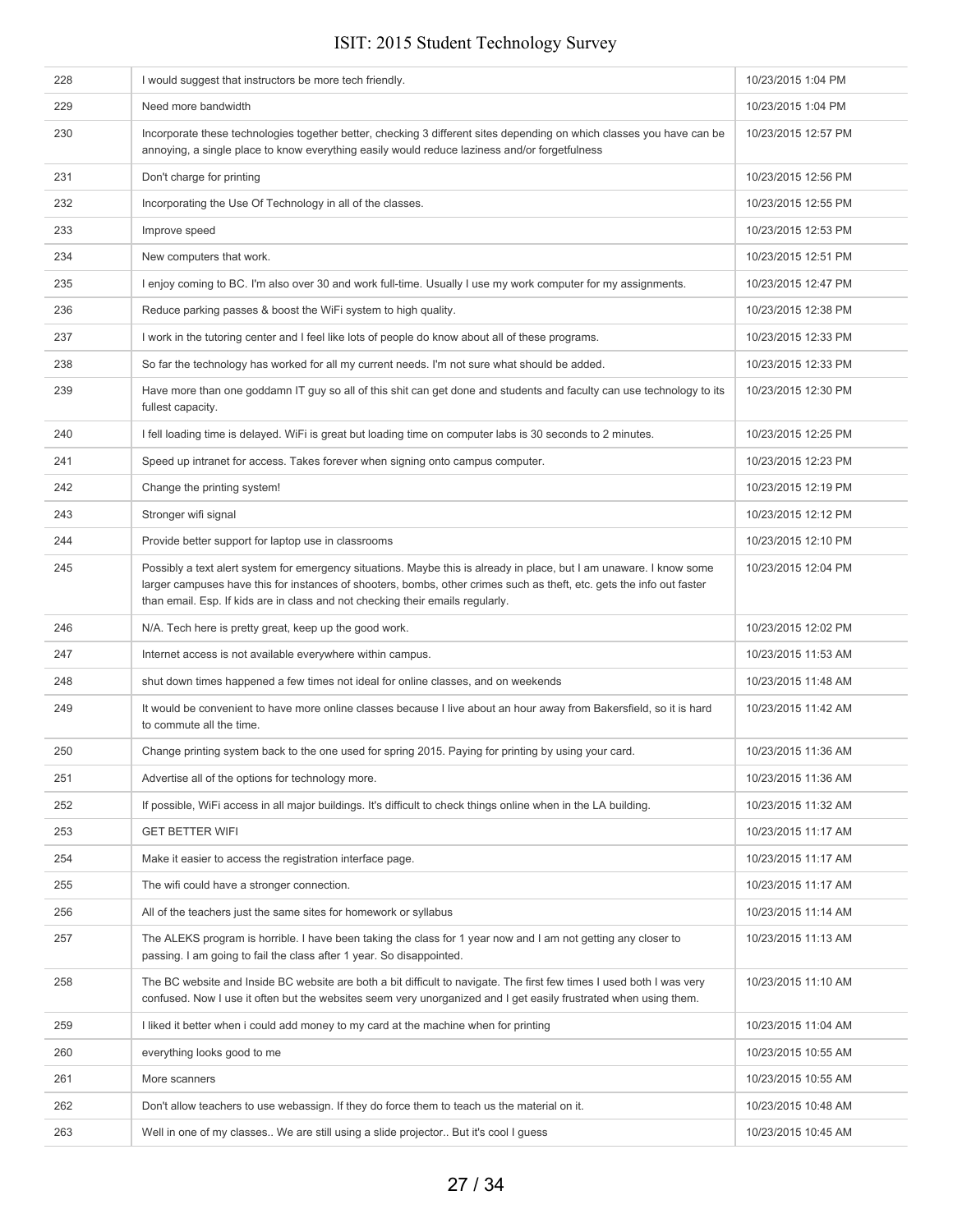| | | |
|---|---|---|
| 228 | I would suggest that instructors be more tech friendly. | 10/23/2015 1:04 PM |
| 229 | Need more bandwidth | 10/23/2015 1:04 PM |
| 230 | Incorporate these technologies together better, checking 3 different sites depending on which classes you have can be annoying, a single place to know everything easily would reduce laziness and/or forgetfulness | 10/23/2015 12:57 PM |
| 231 | Don't charge for printing | 10/23/2015 12:56 PM |
| 232 | Incorporating the Use Of Technology in all of the classes. | 10/23/2015 12:55 PM |
| 233 | Improve speed | 10/23/2015 12:53 PM |
| 234 | New computers that work. | 10/23/2015 12:51 PM |
| 235 | I enjoy coming to BC. I'm also over 30 and work full-time. Usually I use my work computer for my assignments. | 10/23/2015 12:47 PM |
| 236 | Reduce parking passes & boost the WiFi system to high quality. | 10/23/2015 12:38 PM |
| 237 | I work in the tutoring center and I feel like lots of people do know about all of these programs. | 10/23/2015 12:33 PM |
| 238 | So far the technology has worked for all my current needs. I'm not sure what should be added. | 10/23/2015 12:33 PM |
| 239 | Have more than one goddamn IT guy so all of this shit can get done and students and faculty can use technology to its fullest capacity. | 10/23/2015 12:30 PM |
| 240 | I fell loading time is delayed. WiFi is great but loading time on computer labs is 30 seconds to 2 minutes. | 10/23/2015 12:25 PM |
| 241 | Speed up intranet for access. Takes forever when signing onto campus computer. | 10/23/2015 12:23 PM |
| 242 | Change the printing system! | 10/23/2015 12:19 PM |
| 243 | Stronger wifi signal | 10/23/2015 12:12 PM |
| 244 | Provide better support for laptop use in classrooms | 10/23/2015 12:10 PM |
| 245 | Possibly a text alert system for emergency situations. Maybe this is already in place, but I am unaware. I know some larger campuses have this for instances of shooters, bombs, other crimes such as theft, etc. gets the info out faster than email. Esp. If kids are in class and not checking their emails regularly. | 10/23/2015 12:04 PM |
| 246 | N/A. Tech here is pretty great, keep up the good work. | 10/23/2015 12:02 PM |
| 247 | Internet access is not available everywhere within campus. | 10/23/2015 11:53 AM |
| 248 | shut down times happened a few times not ideal for online classes, and on weekends | 10/23/2015 11:48 AM |
| 249 | It would be convenient to have more online classes because I live about an hour away from Bakersfield, so it is hard to commute all the time. | 10/23/2015 11:42 AM |
| 250 | Change printing system back to the one used for spring 2015. Paying for printing by using your card. | 10/23/2015 11:36 AM |
| 251 | Advertise all of the options for technology more. | 10/23/2015 11:36 AM |
| 252 | If possible, WiFi access in all major buildings. It's difficult to check things online when in the LA building. | 10/23/2015 11:32 AM |
| 253 | GET BETTER WIFI | 10/23/2015 11:17 AM |
| 254 | Make it easier to access the registration interface page. | 10/23/2015 11:17 AM |
| 255 | The wifi could have a stronger connection. | 10/23/2015 11:17 AM |
| 256 | All of the teachers just the same sites for homework or syllabus | 10/23/2015 11:14 AM |
| 257 | The ALEKS program is horrible. I have been taking the class for 1 year now and I am not getting any closer to passing. I am going to fail the class after 1 year. So disappointed. | 10/23/2015 11:13 AM |
| 258 | The BC website and Inside BC website are both a bit difficult to navigate. The first few times I used both I was very confused. Now I use it often but the websites seem very unorganized and I get easily frustrated when using them. | 10/23/2015 11:10 AM |
| 259 | I liked it better when i could add money to my card at the machine when for printing | 10/23/2015 11:04 AM |
| 260 | everything looks good to me | 10/23/2015 10:55 AM |
| 261 | More scanners | 10/23/2015 10:55 AM |
| 262 | Don't allow teachers to use webassign. If they do force them to teach us the material on it. | 10/23/2015 10:48 AM |
| 263 | Well in one of my classes.. We are still using a slide projector.. But it's cool I guess | 10/23/2015 10:45 AM |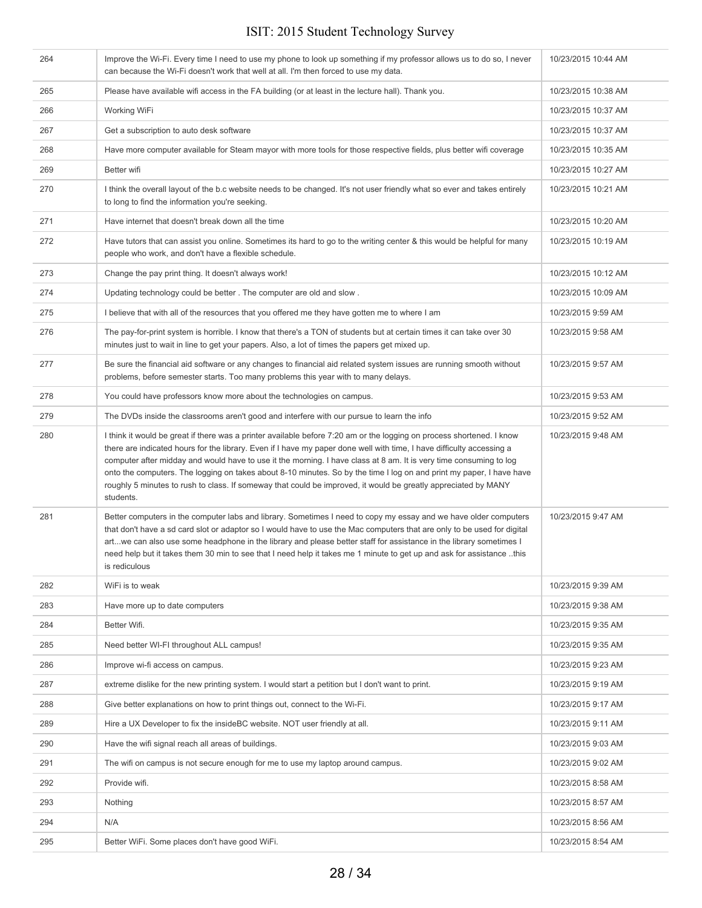| | | |
|---|---|---|
| 264 | Improve the Wi-Fi. Every time I need to use my phone to look up something if my professor allows us to do so, I never can because the Wi-Fi doesn't work that well at all. I'm then forced to use my data. | 10/23/2015 10:44 AM |
| 265 | Please have available wifi access in the FA building (or at least in the lecture hall). Thank you. | 10/23/2015 10:38 AM |
| 266 | Working WiFi | 10/23/2015 10:37 AM |
| 267 | Get a subscription to auto desk software | 10/23/2015 10:37 AM |
| 268 | Have more computer available for Steam mayor with more tools for those respective fields, plus better wifi coverage | 10/23/2015 10:35 AM |
| 269 | Better wifi | 10/23/2015 10:27 AM |
| 270 | I think the overall layout of the b.c website needs to be changed. It's not user friendly what so ever and takes entirely to long to find the information you're seeking. | 10/23/2015 10:21 AM |
| 271 | Have internet that doesn't break down all the time | 10/23/2015 10:20 AM |
| 272 | Have tutors that can assist you online. Sometimes its hard to go to the writing center & this would be helpful for many people who work, and don't have a flexible schedule. | 10/23/2015 10:19 AM |
| 273 | Change the pay print thing. It doesn't always work! | 10/23/2015 10:12 AM |
| 274 | Updating technology could be better . The computer are old and slow . | 10/23/2015 10:09 AM |
| 275 | I believe that with all of the resources that you offered me they have gotten me to where I am | 10/23/2015 9:59 AM |
| 276 | The pay-for-print system is horrible. I know that there's a TON of students but at certain times it can take over 30 minutes just to wait in line to get your papers. Also, a lot of times the papers get mixed up. | 10/23/2015 9:58 AM |
| 277 | Be sure the financial aid software or any changes to financial aid related system issues are running smooth without problems, before semester starts. Too many problems this year with to many delays. | 10/23/2015 9:57 AM |
| 278 | You could have professors know more about the technologies on campus. | 10/23/2015 9:53 AM |
| 279 | The DVDs inside the classrooms aren't good and interfere with our pursue to learn the info | 10/23/2015 9:52 AM |
| 280 | I think it would be great if there was a printer available before 7:20 am or the logging on process shortened. I know there are indicated hours for the library. Even if I have my paper done well with time, I have difficulty accessing a computer after midday and would have to use it the morning. I have class at 8 am. It is very time consuming to log onto the computers. The logging on takes about 8-10 minutes. So by the time I log on and print my paper, I have have roughly 5 minutes to rush to class. If someway that could be improved, it would be greatly appreciated by MANY students. | 10/23/2015 9:48 AM |
| 281 | Better computers in the computer labs and library. Sometimes I need to copy my essay and we have older computers that don't have a sd card slot or adaptor so I would have to use the Mac computers that are only to be used for digital art...we can also use some headphone in the library and please better staff for assistance in the library sometimes I need help but it takes them 30 min to see that I need help it takes me 1 minute to get up and ask for assistance ..this is rediculous | 10/23/2015 9:47 AM |
| 282 | WiFi is to weak | 10/23/2015 9:39 AM |
| 283 | Have more up to date computers | 10/23/2015 9:38 AM |
| 284 | Better Wifi. | 10/23/2015 9:35 AM |
| 285 | Need better WI-FI throughout ALL campus! | 10/23/2015 9:35 AM |
| 286 | Improve wi-fi access on campus. | 10/23/2015 9:23 AM |
| 287 | extreme dislike for the new printing system. I would start a petition but I don't want to print. | 10/23/2015 9:19 AM |
| 288 | Give better explanations on how to print things out, connect to the Wi-Fi. | 10/23/2015 9:17 AM |
| 289 | Hire a UX Developer to fix the insideBC website. NOT user friendly at all. | 10/23/2015 9:11 AM |
| 290 | Have the wifi signal reach all areas of buildings. | 10/23/2015 9:03 AM |
| 291 | The wifi on campus is not secure enough for me to use my laptop around campus. | 10/23/2015 9:02 AM |
| 292 | Provide wifi. | 10/23/2015 8:58 AM |
| 293 | Nothing | 10/23/2015 8:57 AM |
| 294 | N/A | 10/23/2015 8:56 AM |
| 295 | Better WiFi. Some places don't have good WiFi. | 10/23/2015 8:54 AM |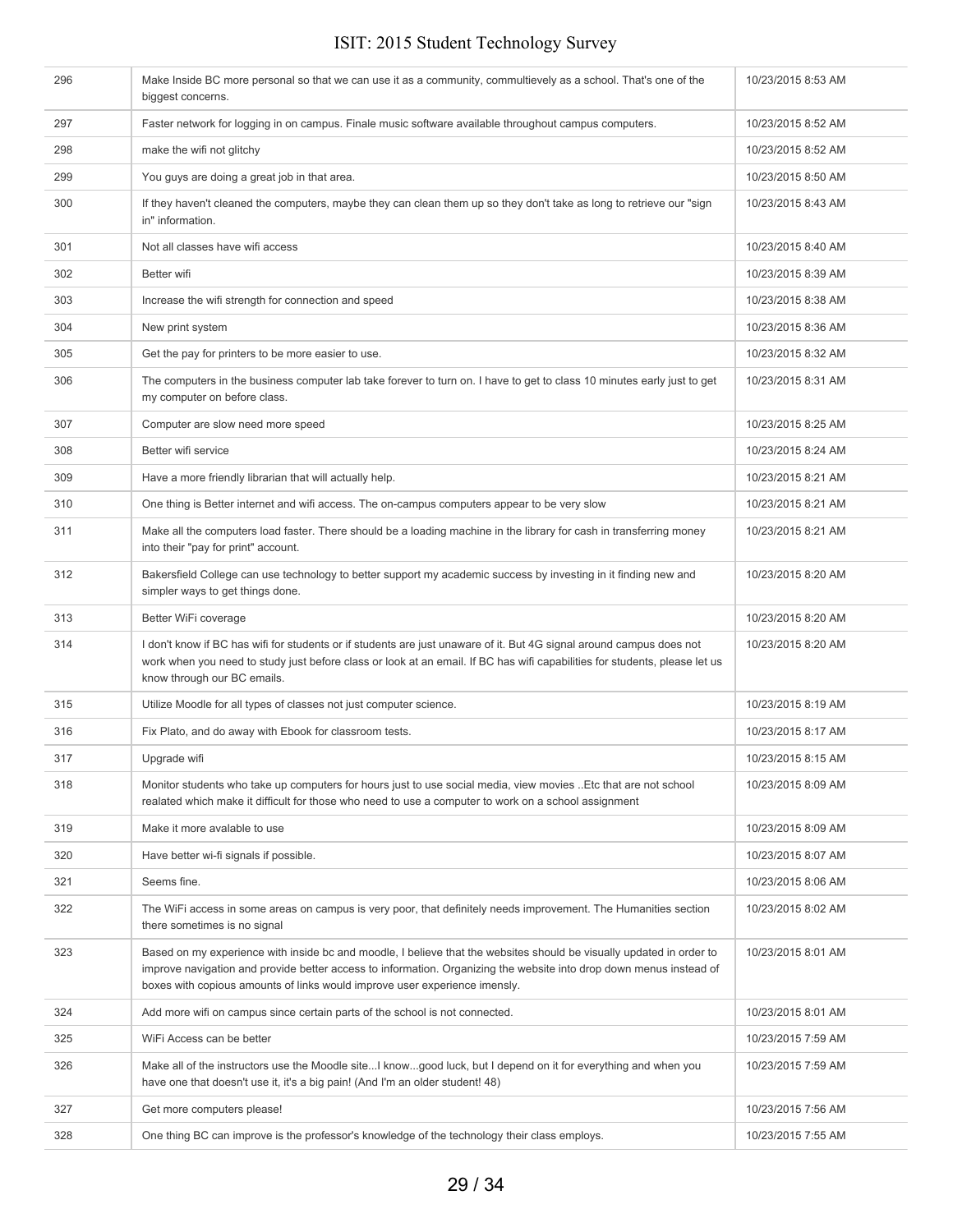| | | |
|---|---|---|
| 296 | Make Inside BC more personal so that we can use it as a community, commultievely as a school. That's one of the biggest concerns. | 10/23/2015 8:53 AM |
| 297 | Faster network for logging in on campus. Finale music software available throughout campus computers. | 10/23/2015 8:52 AM |
| 298 | make the wifi not glitchy | 10/23/2015 8:52 AM |
| 299 | You guys are doing a great job in that area. | 10/23/2015 8:50 AM |
| 300 | If they haven't cleaned the computers, maybe they can clean them up so they don't take as long to retrieve our "sign in" information. | 10/23/2015 8:43 AM |
| 301 | Not all classes have wifi access | 10/23/2015 8:40 AM |
| 302 | Better wifi | 10/23/2015 8:39 AM |
| 303 | Increase the wifi strength for connection and speed | 10/23/2015 8:38 AM |
| 304 | New print system | 10/23/2015 8:36 AM |
| 305 | Get the pay for printers to be more easier to use. | 10/23/2015 8:32 AM |
| 306 | The computers in the business computer lab take forever to turn on. I have to get to class 10 minutes early just to get my computer on before class. | 10/23/2015 8:31 AM |
| 307 | Computer are slow need more speed | 10/23/2015 8:25 AM |
| 308 | Better wifi service | 10/23/2015 8:24 AM |
| 309 | Have a more friendly librarian that will actually help. | 10/23/2015 8:21 AM |
| 310 | One thing is Better internet and wifi access. The on-campus computers appear to be very slow | 10/23/2015 8:21 AM |
| 311 | Make all the computers load faster. There should be a loading machine in the library for cash in transferring money into their "pay for print" account. | 10/23/2015 8:21 AM |
| 312 | Bakersfield College can use technology to better support my academic success by investing in it finding new and simpler ways to get things done. | 10/23/2015 8:20 AM |
| 313 | Better WiFi coverage | 10/23/2015 8:20 AM |
| 314 | I don't know if BC has wifi for students or if students are just unaware of it. But 4G signal around campus does not work when you need to study just before class or look at an email. If BC has wifi capabilities for students, please let us know through our BC emails. | 10/23/2015 8:20 AM |
| 315 | Utilize Moodle for all types of classes not just computer science. | 10/23/2015 8:19 AM |
| 316 | Fix Plato, and do away with Ebook for classroom tests. | 10/23/2015 8:17 AM |
| 317 | Upgrade wifi | 10/23/2015 8:15 AM |
| 318 | Monitor students who take up computers for hours just to use social media, view movies ..Etc that are not school realated which make it difficult for those who need to use a computer to work on a school assignment | 10/23/2015 8:09 AM |
| 319 | Make it more avalable to use | 10/23/2015 8:09 AM |
| 320 | Have better wi-fi signals if possible. | 10/23/2015 8:07 AM |
| 321 | Seems fine. | 10/23/2015 8:06 AM |
| 322 | The WiFi access in some areas on campus is very poor, that definitely needs improvement. The Humanities section there sometimes is no signal | 10/23/2015 8:02 AM |
| 323 | Based on my experience with inside bc and moodle, I believe that the websites should be visually updated in order to improve navigation and provide better access to information. Organizing the website into drop down menus instead of boxes with copious amounts of links would improve user experience imensly. | 10/23/2015 8:01 AM |
| 324 | Add more wifi on campus since certain parts of the school is not connected. | 10/23/2015 8:01 AM |
| 325 | WiFi Access can be better | 10/23/2015 7:59 AM |
| 326 | Make all of the instructors use the Moodle site...I know...good luck, but I depend on it for everything and when you have one that doesn't use it, it's a big pain! (And I'm an older student! 48) | 10/23/2015 7:59 AM |
| 327 | Get more computers please! | 10/23/2015 7:56 AM |
| 328 | One thing BC can improve is the professor's knowledge of the technology their class employs. | 10/23/2015 7:55 AM |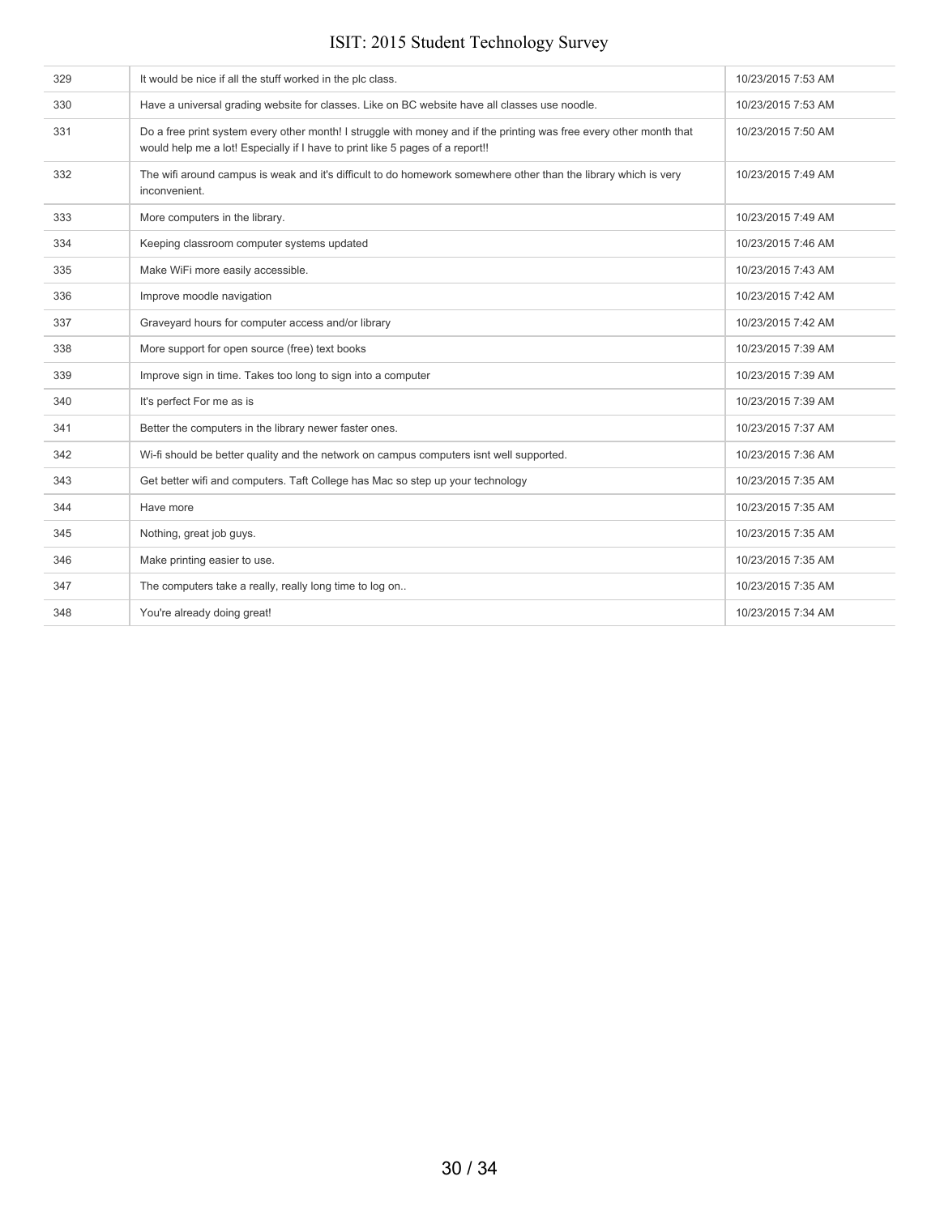| | | |
|---|---|---|
| 329 | It would be nice if all the stuff worked in the plc class. | 10/23/2015 7:53 AM |
| 330 | Have a universal grading website for classes. Like on BC website have all classes use noodle. | 10/23/2015 7:53 AM |
| 331 | Do a free print system every other month! I struggle with money and if the printing was free every other month that would help me a lot! Especially if I have to print like 5 pages of a report!! | 10/23/2015 7:50 AM |
| 332 | The wifi around campus is weak and it's difficult to do homework somewhere other than the library which is very inconvenient. | 10/23/2015 7:49 AM |
| 333 | More computers in the library. | 10/23/2015 7:49 AM |
| 334 | Keeping classroom computer systems updated | 10/23/2015 7:46 AM |
| 335 | Make WiFi more easily accessible. | 10/23/2015 7:43 AM |
| 336 | Improve moodle navigation | 10/23/2015 7:42 AM |
| 337 | Graveyard hours for computer access and/or library | 10/23/2015 7:42 AM |
| 338 | More support for open source (free) text books | 10/23/2015 7:39 AM |
| 339 | Improve sign in time. Takes too long to sign into a computer | 10/23/2015 7:39 AM |
| 340 | It's perfect For me as is | 10/23/2015 7:39 AM |
| 341 | Better the computers in the library newer faster ones. | 10/23/2015 7:37 AM |
| 342 | Wi-fi should be better quality and the network on campus computers isnt well supported. | 10/23/2015 7:36 AM |
| 343 | Get better wifi and computers. Taft College has Mac so step up your technology | 10/23/2015 7:35 AM |
| 344 | Have more | 10/23/2015 7:35 AM |
| 345 | Nothing, great job guys. | 10/23/2015 7:35 AM |
| 346 | Make printing easier to use. | 10/23/2015 7:35 AM |
| 347 | The computers take a really, really long time to log on.. | 10/23/2015 7:35 AM |
| 348 | You're already doing great! | 10/23/2015 7:34 AM |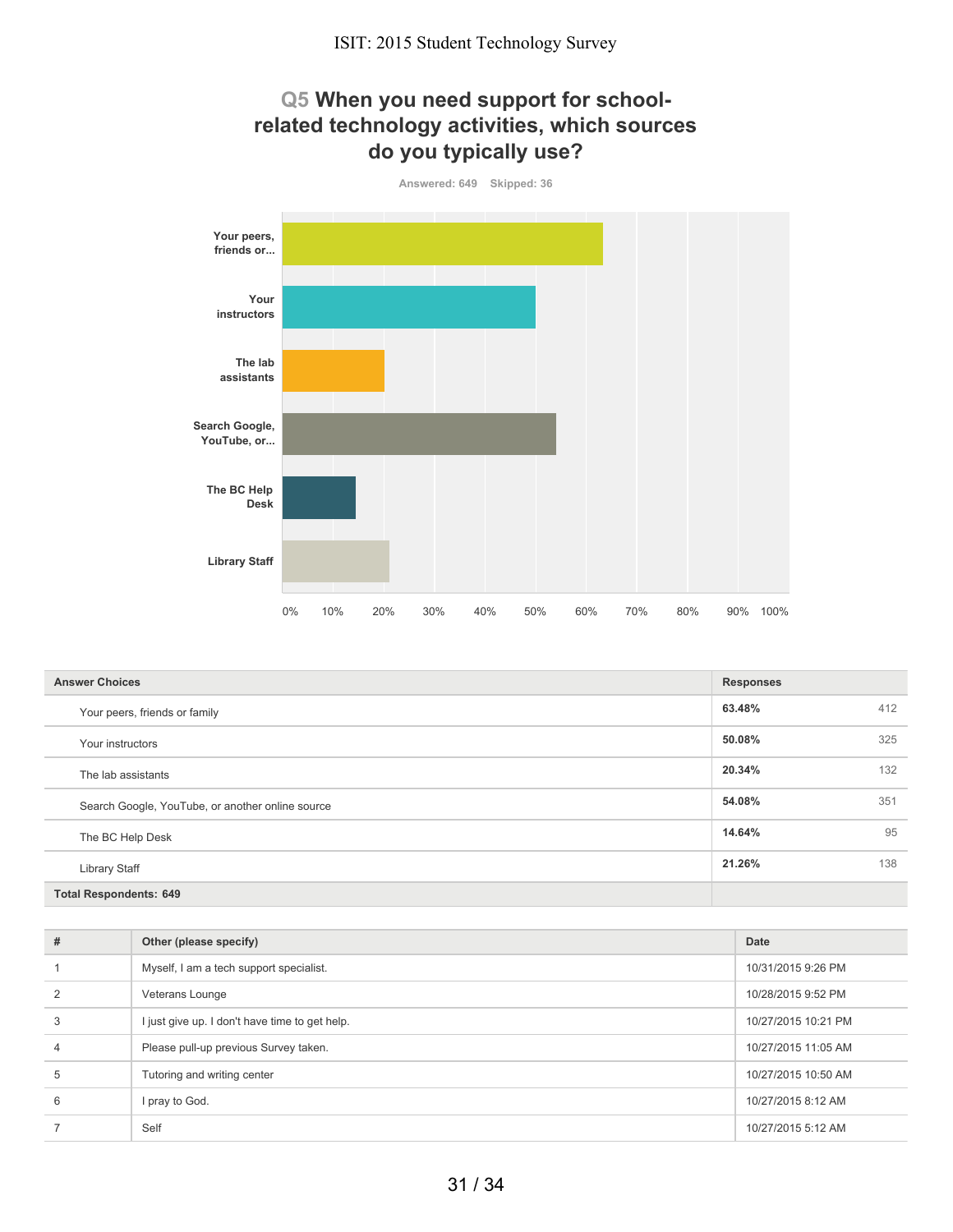## Q5 When you need support for school-related technology activities, which sources do you typically use?

Answered: 649 Skipped: 36

| Answer Choices | Responses | |
|---|---|---|
| Your peers, friends or family | **63.48%** | 412 |
| Your instructors | **50.08%** | 325 |
| The lab assistants | **20.34%** | 132 |
| Search Google, YouTube, or another online source | **54.08%** | 351 |
| The BC Help Desk | **14.64%** | 95 |
| Library Staff | **21.26%** | 138 |
| **Total Respondents: 649** | | |

| # | Other (please specify) | Date |
|---|---|---|
| 1 | Myself, I am a tech support specialist. | 10/31/2015 9:26 PM |
| 2 | Veterans Lounge | 10/28/2015 9:52 PM |
| 3 | I just give up. I don't have time to get help. | 10/27/2015 10:21 PM |
| 4 | Please pull-up previous Survey taken. | 10/27/2015 11:05 AM |
| 5 | Tutoring and writing center | 10/27/2015 10:50 AM |
| 6 | I pray to God. | 10/27/2015 8:12 AM |
| 7 | Self | 10/27/2015 5:12 AM |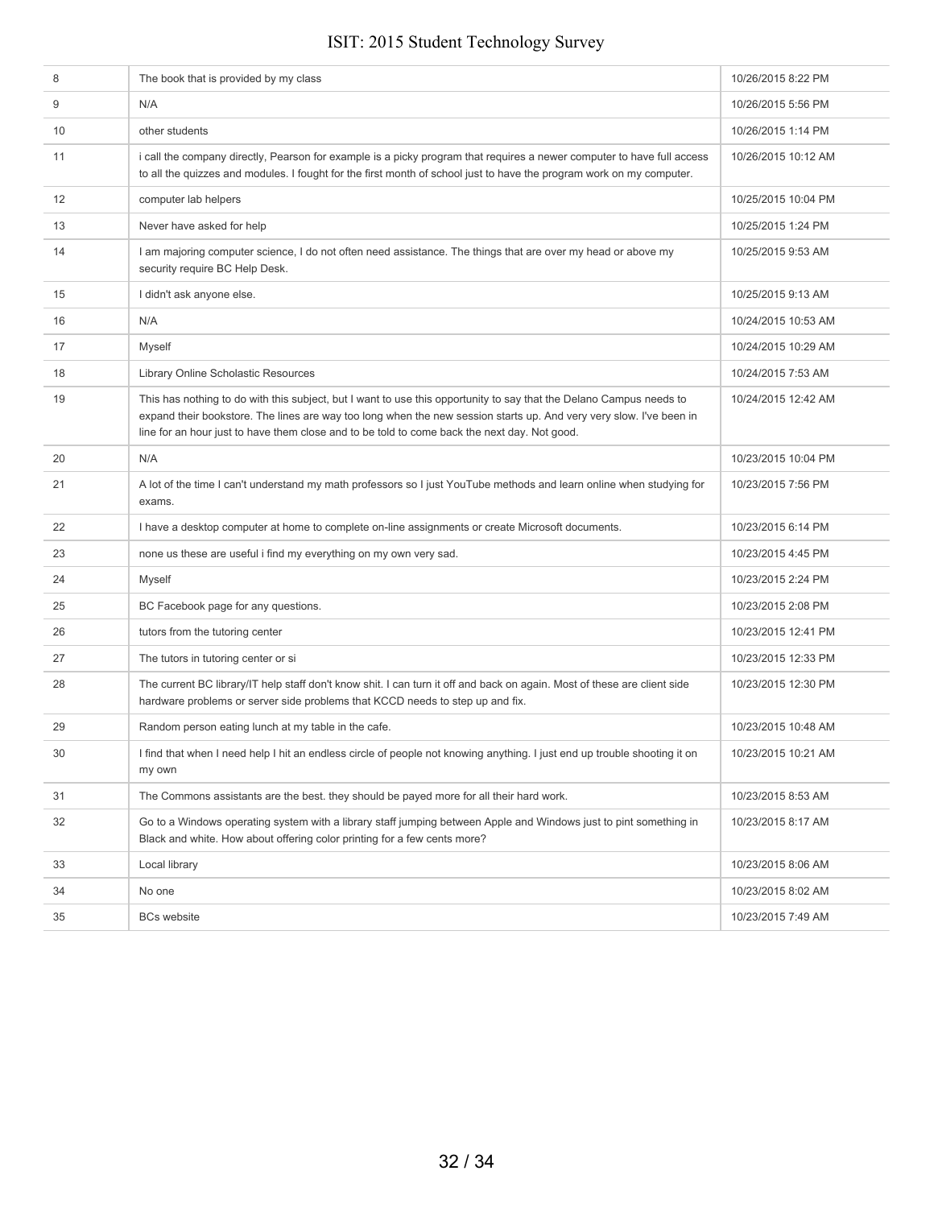| | | |
|---|---|---|
| 8 | The book that is provided by my class | 10/26/2015 8:22 PM |
| 9 | N/A | 10/26/2015 5:56 PM |
| 10 | other students | 10/26/2015 1:14 PM |
| 11 | i call the company directly, Pearson for example is a picky program that requires a newer computer to have full access to all the quizzes and modules. I fought for the first month of school just to have the program work on my computer. | 10/26/2015 10:12 AM |
| 12 | computer lab helpers | 10/25/2015 10:04 PM |
| 13 | Never have asked for help | 10/25/2015 1:24 PM |
| 14 | I am majoring computer science, I do not often need assistance. The things that are over my head or above my security require BC Help Desk. | 10/25/2015 9:53 AM |
| 15 | I didn't ask anyone else. | 10/25/2015 9:13 AM |
| 16 | N/A | 10/24/2015 10:53 AM |
| 17 | Myself | 10/24/2015 10:29 AM |
| 18 | Library Online Scholastic Resources | 10/24/2015 7:53 AM |
| 19 | This has nothing to do with this subject, but I want to use this opportunity to say that the Delano Campus needs to expand their bookstore. The lines are way too long when the new session starts up. And very very slow. I've been in line for an hour just to have them close and to be told to come back the next day. Not good. | 10/24/2015 12:42 AM |
| 20 | N/A | 10/23/2015 10:04 PM |
| 21 | A lot of the time I can't understand my math professors so I just YouTube methods and learn online when studying for exams. | 10/23/2015 7:56 PM |
| 22 | I have a desktop computer at home to complete on-line assignments or create Microsoft documents. | 10/23/2015 6:14 PM |
| 23 | none us these are useful i find my everything on my own very sad. | 10/23/2015 4:45 PM |
| 24 | Myself | 10/23/2015 2:24 PM |
| 25 | BC Facebook page for any questions. | 10/23/2015 2:08 PM |
| 26 | tutors from the tutoring center | 10/23/2015 12:41 PM |
| 27 | The tutors in tutoring center or si | 10/23/2015 12:33 PM |
| 28 | The current BC library/IT help staff don't know shit. I can turn it off and back on again. Most of these are client side hardware problems or server side problems that KCCD needs to step up and fix. | 10/23/2015 12:30 PM |
| 29 | Random person eating lunch at my table in the cafe. | 10/23/2015 10:48 AM |
| 30 | I find that when I need help I hit an endless circle of people not knowing anything. I just end up trouble shooting it on my own | 10/23/2015 10:21 AM |
| 31 | The Commons assistants are the best. they should be payed more for all their hard work. | 10/23/2015 8:53 AM |
| 32 | Go to a Windows operating system with a library staff jumping between Apple and Windows just to pint something in Black and white. How about offering color printing for a few cents more? | 10/23/2015 8:17 AM |
| 33 | Local library | 10/23/2015 8:06 AM |
| 34 | No one | 10/23/2015 8:02 AM |
| 35 | BCs website | 10/23/2015 7:49 AM |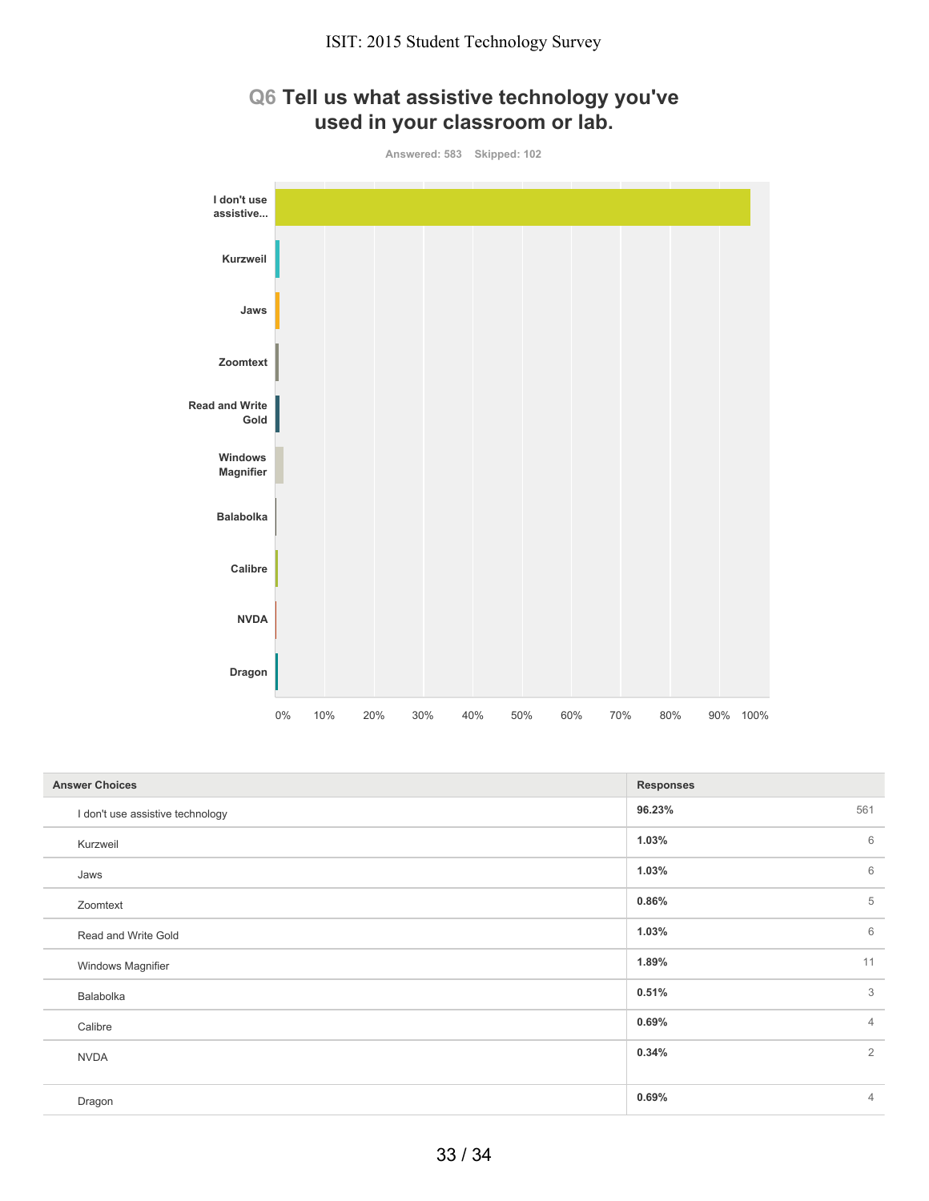## Q6 Tell us what assistive technology you've used in your classroom or lab.

Answered: 583 Skipped: 102

| Answer Choices | Responses | |
|---|---|---|
| I don't use assistive technology | 96.23% | 561 |
| Kurzweil | 1.03% | 6 |
| Jaws | 1.03% | 6 |
| Zoomtext | 0.86% | 5 |
| Read and Write Gold | 1.03% | 6 |
| Windows Magnifier | 1.89% | 11 |
| Balabolka | 0.51% | 3 |
| Calibre | 0.69% | 4 |
| NVDA | 0.34% | 2 |
| Dragon | 0.69% | 4 |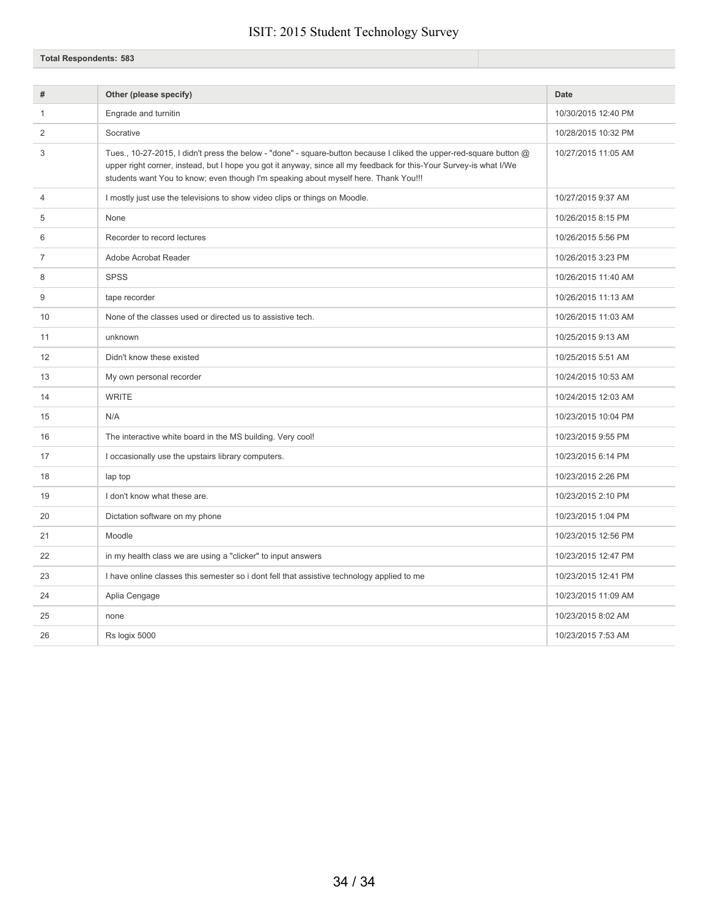| Total Respondents: 583 | |
|---|---|

| # | Other (please specify) | Date |
|---|---|---|
| 1 | Engrade and turnitin | 10/30/2015 12:40 PM |
| 2 | Socrative | 10/28/2015 10:32 PM |
| 3 | Tues., 10-27-2015, I didn't press the below - "done" - square-button because I cliked the upper-red-square button @ upper right corner, instead, but I hope you got it anyway, since all my feedback for this-Your Survey-is what I/We students want You to know; even though I'm speaking about myself here. Thank You!!! | 10/27/2015 11:05 AM |
| 4 | I mostly just use the televisions to show video clips or things on Moodle. | 10/27/2015 9:37 AM |
| 5 | None | 10/26/2015 8:15 PM |
| 6 | Recorder to record lectures | 10/26/2015 5:56 PM |
| 7 | Adobe Acrobat Reader | 10/26/2015 3:23 PM |
| 8 | SPSS | 10/26/2015 11:40 AM |
| 9 | tape recorder | 10/26/2015 11:13 AM |
| 10 | None of the classes used or directed us to assistive tech. | 10/26/2015 11:03 AM |
| 11 | unknown | 10/25/2015 9:13 AM |
| 12 | Didn't know these existed | 10/25/2015 5:51 AM |
| 13 | My own personal recorder | 10/24/2015 10:53 AM |
| 14 | WRITE | 10/24/2015 12:03 AM |
| 15 | N/A | 10/23/2015 10:04 PM |
| 16 | The interactive white board in the MS building. Very cool! | 10/23/2015 9:55 PM |
| 17 | I occasionally use the upstairs library computers. | 10/23/2015 6:14 PM |
| 18 | lap top | 10/23/2015 2:26 PM |
| 19 | I don't know what these are. | 10/23/2015 2:10 PM |
| 20 | Dictation software on my phone | 10/23/2015 1:04 PM |
| 21 | Moodle | 10/23/2015 12:56 PM |
| 22 | in my health class we are using a "clicker" to input answers | 10/23/2015 12:47 PM |
| 23 | I have online classes this semester so i dont fell that assistive technology applied to me | 10/23/2015 12:41 PM |
| 24 | Aplia Cengage | 10/23/2015 11:09 AM |
| 25 | none | 10/23/2015 8:02 AM |
| 26 | Rs logix 5000 | 10/23/2015 7:53 AM |